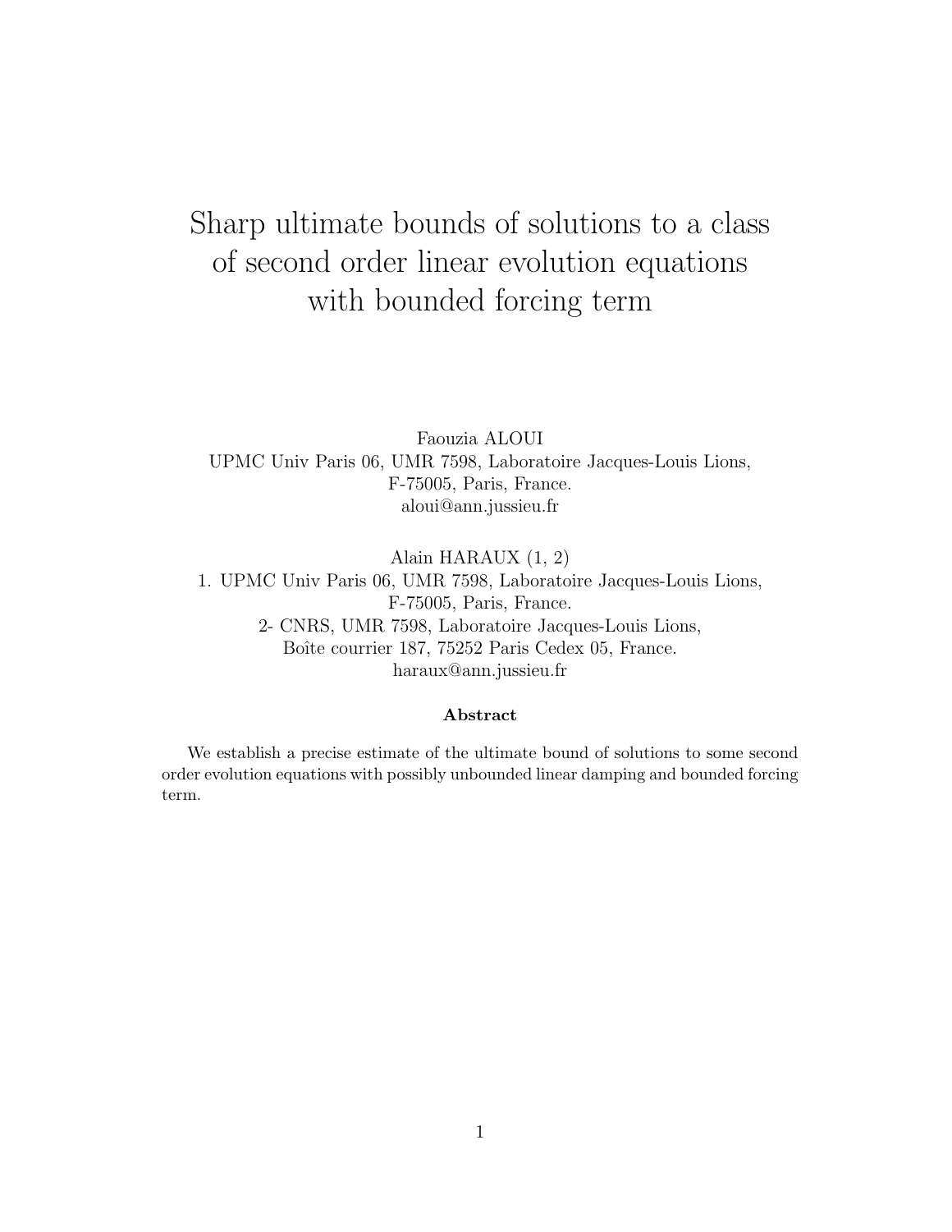# Sharp ultimate bounds of solutions to a class of second order linear evolution equations with bounded forcing term

Faouzia ALOUI
UPMC Univ Paris 06, UMR 7598, Laboratoire Jacques-Louis Lions,
F-75005, Paris, France.
aloui@ann.jussieu.fr

Alain HARAUX (1, 2)
1. UPMC Univ Paris 06, UMR 7598, Laboratoire Jacques-Louis Lions,
F-75005, Paris, France.
2- CNRS, UMR 7598, Laboratoire Jacques-Louis Lions,
Boîte courrier 187, 75252 Paris Cedex 05, France.
haraux@ann.jussieu.fr

**Abstract**

We establish a precise estimate of the ultimate bound of solutions to some second order evolution equations with possibly unbounded linear damping and bounded forcing term.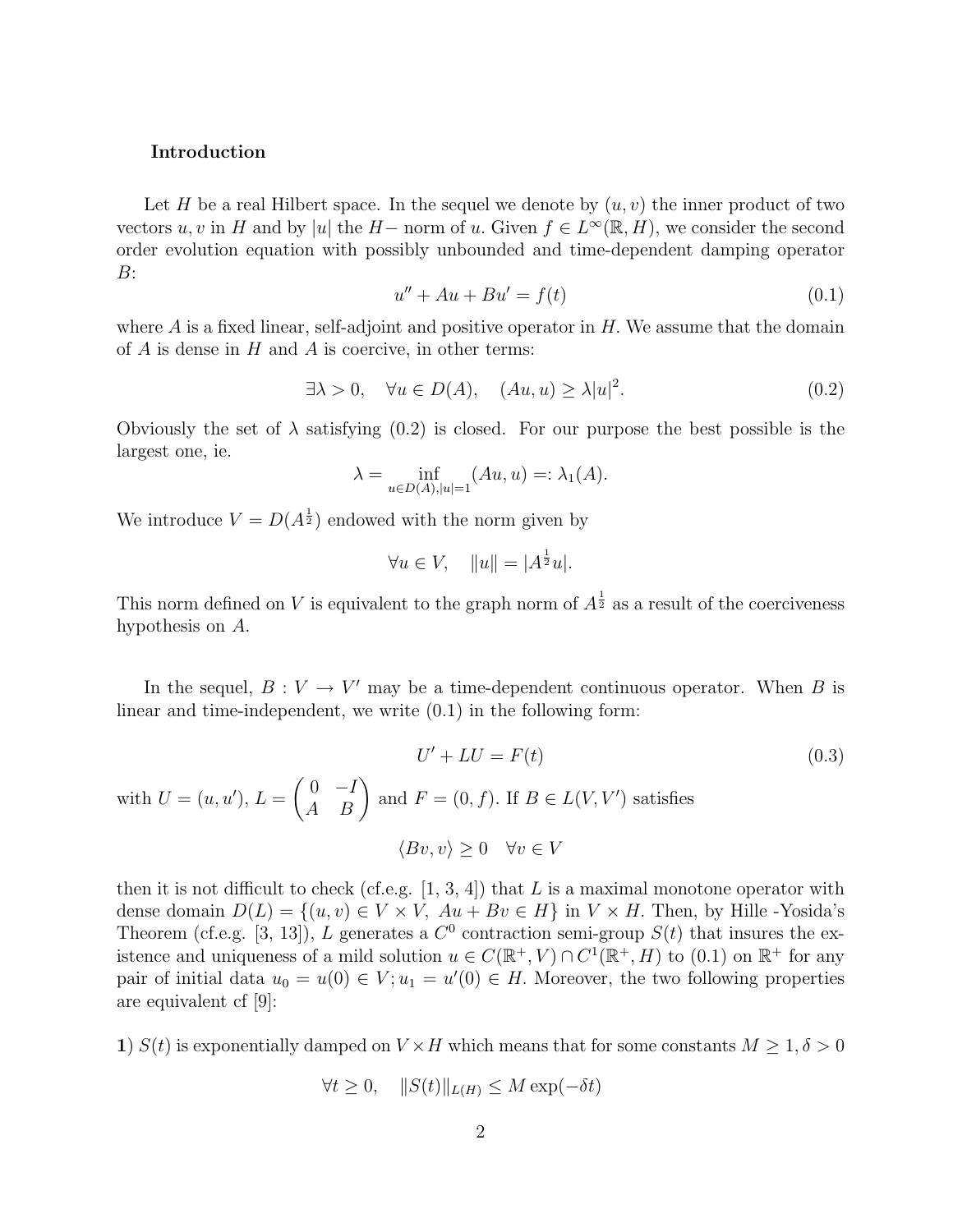## Introduction

Let $H$ be a real Hilbert space. In the sequel we denote by $(u, v)$ the inner product of two vectors $u, v$ in $H$ and by $|u|$ the $H-$ norm of $u$. Given $f \in L^\infty(\mathbb{R}, H)$, we consider the second order evolution equation with possibly unbounded and time-dependent damping operator $B$:

$$u'' + Au + Bu' = f(t) \tag{0.1}$$

where $A$ is a fixed linear, self-adjoint and positive operator in $H$. We assume that the domain of $A$ is dense in $H$ and $A$ is coercive, in other terms:

$$\exists \lambda > 0, \quad \forall u \in D(A), \quad (Au, u) \geq \lambda |u|^2. \tag{0.2}$$

Obviously the set of $\lambda$ satisfying (0.2) is closed. For our purpose the best possible is the largest one, ie.

$$\lambda = \inf_{u \in D(A), |u|=1} (Au, u) =: \lambda_1(A).$$

We introduce $V = D(A^{\frac{1}{2}})$ endowed with the norm given by

$$\forall u \in V, \quad \|u\| = |A^{\frac{1}{2}} u|.$$

This norm defined on $V$ is equivalent to the graph norm of $A^{\frac{1}{2}}$ as a result of the coerciveness hypothesis on $A$.

In the sequel, $B : V \to V'$ may be a time-dependent continuous operator. When $B$ is linear and time-independent, we write (0.1) in the following form:

$$U' + LU = F(t) \tag{0.3}$$

with $U = (u, u')$, $L = \begin{pmatrix} 0 & -I \\ A & B \end{pmatrix}$ and $F = (0, f)$. If $B \in L(V, V')$ satisfies

$$\langle Bv, v \rangle \geq 0 \quad \forall v \in V$$

then it is not difficult to check (cf.e.g. [1, 3, 4]) that $L$ is a maximal monotone operator with dense domain $D(L) = \{(u, v) \in V \times V, \ Au + Bv \in H\}$ in $V \times H$. Then, by Hille -Yosida's Theorem (cf.e.g. [3, 13]), $L$ generates a $C^0$ contraction semi-group $S(t)$ that insures the existence and uniqueness of a mild solution $u \in C(\mathbb{R}^+, V) \cap C^1(\mathbb{R}^+, H)$ to (0.1) on $\mathbb{R}^+$ for any pair of initial data $u_0 = u(0) \in V; u_1 = u'(0) \in H$. Moreover, the two following properties are equivalent cf [9]:

**1**) $S(t)$ is exponentially damped on $V \times H$ which means that for some constants $M \geq 1, \delta > 0$

$$\forall t \geq 0, \quad \|S(t)\|_{L(H)} \leq M \exp(-\delta t)$$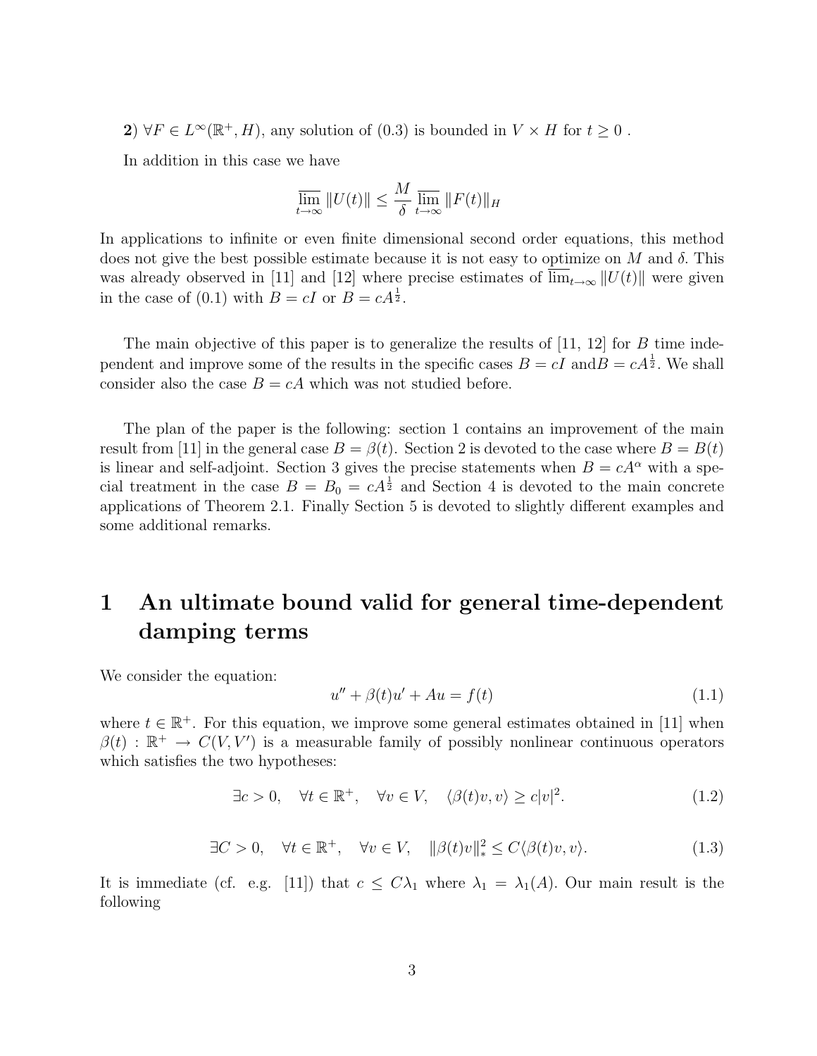**2)** $\forall F \in L^\infty(\mathbb{R}^+, H)$, any solution of (0.3) is bounded in $V \times H$ for $t \geq 0$ .

In addition in this case we have

$$\overline{\lim_{t\to\infty}} \|U(t)\| \leq \frac{M}{\delta} \overline{\lim_{t\to\infty}} \|F(t)\|_H$$

In applications to infinite or even finite dimensional second order equations, this method does not give the best possible estimate because it is not easy to optimize on $M$ and $\delta$. This was already observed in [11] and [12] where precise estimates of $\overline{\lim}_{t\to\infty} \|U(t)\|$ were given in the case of (0.1) with $B = cI$ or $B = cA^{\frac{1}{2}}$.

The main objective of this paper is to generalize the results of [11, 12] for $B$ time independent and improve some of the results in the specific cases $B = cI$ and$B = cA^{\frac{1}{2}}$. We shall consider also the case $B = cA$ which was not studied before.

The plan of the paper is the following: section 1 contains an improvement of the main result from [11] in the general case $B = \beta(t)$. Section 2 is devoted to the case where $B = B(t)$ is linear and self-adjoint. Section 3 gives the precise statements when $B = cA^\alpha$ with a special treatment in the case $B = B_0 = cA^{\frac{1}{2}}$ and Section 4 is devoted to the main concrete applications of Theorem 2.1. Finally Section 5 is devoted to slightly different examples and some additional remarks.

# 1 An ultimate bound valid for general time-dependent damping terms

We consider the equation:

$$u'' + \beta(t)u' + Au = f(t) \tag{1.1}$$

where $t \in \mathbb{R}^+$. For this equation, we improve some general estimates obtained in [11] when $\beta(t) : \mathbb{R}^+ \to C(V, V')$ is a measurable family of possibly nonlinear continuous operators which satisfies the two hypotheses:

$$\exists c > 0, \quad \forall t \in \mathbb{R}^+, \quad \forall v \in V, \quad \langle \beta(t)v, v \rangle \geq c|v|^2. \tag{1.2}$$

$$\exists C > 0, \quad \forall t \in \mathbb{R}^+, \quad \forall v \in V, \quad \|\beta(t)v\|_*^2 \leq C\langle \beta(t)v, v \rangle. \tag{1.3}$$

It is immediate (cf. e.g. [11]) that $c \leq C\lambda_1$ where $\lambda_1 = \lambda_1(A)$. Our main result is the following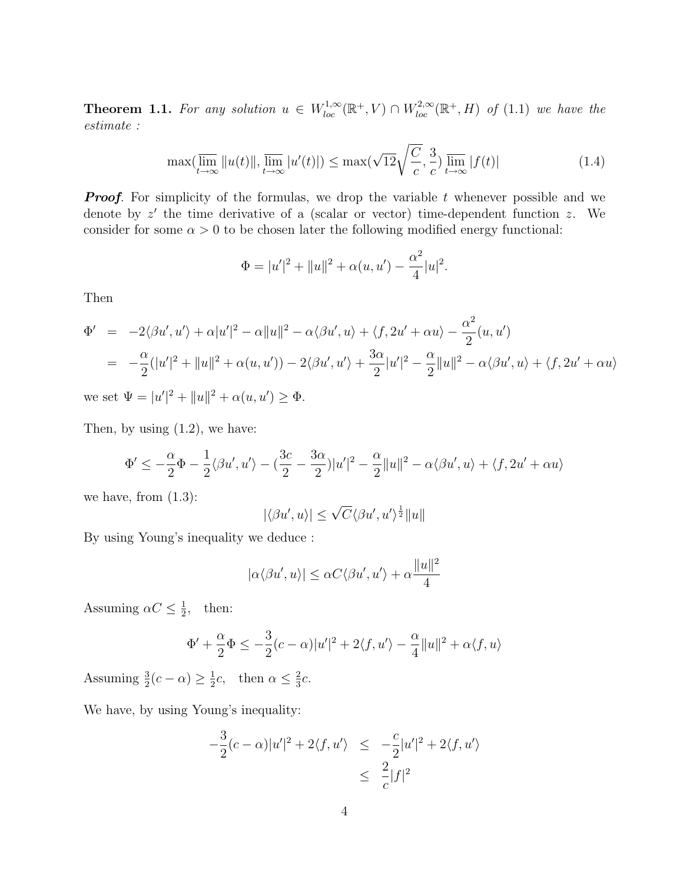**Theorem 1.1.** *For any solution $u \in W^{1,\infty}_{loc}(\mathbb{R}^+, V) \cap W^{2,\infty}_{loc}(\mathbb{R}^+, H)$ of (1.1) we have the estimate :*

$$\max(\overline{\lim_{t\to\infty}} \|u(t)\|, \overline{\lim_{t\to\infty}} |u'(t)|) \le \max(\sqrt{12}\sqrt{\frac{C}{c}}, \frac{3}{c}) \overline{\lim_{t\to\infty}} |f(t)| \tag{1.4}$$

***Proof***. For simplicity of the formulas, we drop the variable $t$ whenever possible and we denote by $z'$ the time derivative of a (scalar or vector) time-dependent function $z$. We consider for some $\alpha > 0$ to be chosen later the following modified energy functional:

$$\Phi = |u'|^2 + \|u\|^2 + \alpha(u, u') - \frac{\alpha^2}{4}|u|^2.$$

Then

$$\begin{aligned}
\Phi' &= -2\langle \beta u', u'\rangle + \alpha|u'|^2 - \alpha\|u\|^2 - \alpha\langle \beta u', u\rangle + \langle f, 2u' + \alpha u\rangle - \frac{\alpha^2}{2}(u, u') \\
&= -\frac{\alpha}{2}(|u'|^2 + \|u\|^2 + \alpha(u, u')) - 2\langle \beta u', u'\rangle + \frac{3\alpha}{2}|u'|^2 - \frac{\alpha}{2}\|u\|^2 - \alpha\langle \beta u', u\rangle + \langle f, 2u' + \alpha u\rangle
\end{aligned}$$

we set $\Psi = |u'|^2 + \|u\|^2 + \alpha(u, u') \ge \Phi$.

Then, by using (1.2), we have:

$$\Phi' \le -\frac{\alpha}{2}\Phi - \frac{1}{2}\langle \beta u', u'\rangle - (\frac{3c}{2} - \frac{3\alpha}{2})|u'|^2 - \frac{\alpha}{2}\|u\|^2 - \alpha\langle \beta u', u\rangle + \langle f, 2u' + \alpha u\rangle$$

we have, from (1.3):

$$|\langle \beta u', u\rangle| \le \sqrt{C}\langle \beta u', u'\rangle^{\frac{1}{2}}\|u\|$$

By using Young's inequality we deduce :

$$|\alpha\langle \beta u', u\rangle| \le \alpha C\langle \beta u', u'\rangle + \alpha\frac{\|u\|^2}{4}$$

Assuming $\alpha C \le \frac{1}{2}$, then:

$$\Phi' + \frac{\alpha}{2}\Phi \le -\frac{3}{2}(c - \alpha)|u'|^2 + 2\langle f, u'\rangle - \frac{\alpha}{4}\|u\|^2 + \alpha\langle f, u\rangle$$

Assuming $\frac{3}{2}(c - \alpha) \ge \frac{1}{2}c$, then $\alpha \le \frac{2}{3}c$.

We have, by using Young's inequality:

$$\begin{aligned}
-\frac{3}{2}(c - \alpha)|u'|^2 + 2\langle f, u'\rangle &\le -\frac{c}{2}|u'|^2 + 2\langle f, u'\rangle \\
&\le \frac{2}{c}|f|^2
\end{aligned}$$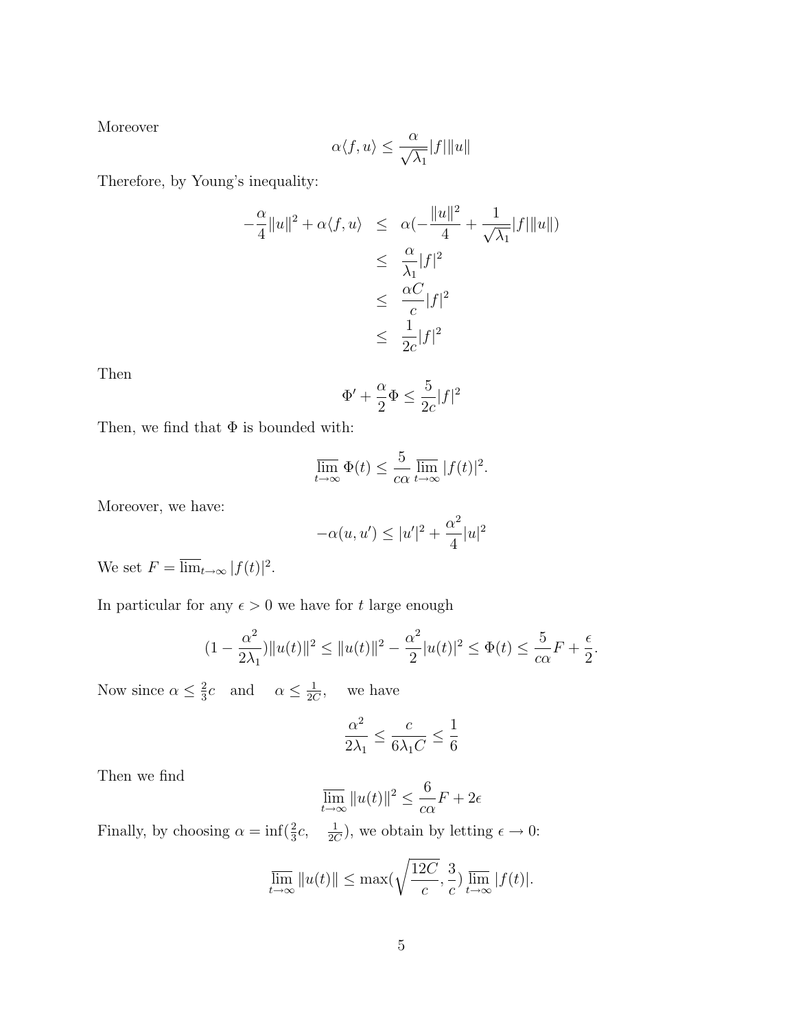Moreover

$$\alpha\langle f, u\rangle \leq \frac{\alpha}{\sqrt{\lambda_1}}|f|\|u\|$$

Therefore, by Young's inequality:

$$\begin{aligned}
-\frac{\alpha}{4}\|u\|^2 + \alpha\langle f, u\rangle &\leq \alpha(-\frac{\|u\|^2}{4} + \frac{1}{\sqrt{\lambda_1}}|f|\|u\|) \\
&\leq \frac{\alpha}{\lambda_1}|f|^2 \\
&\leq \frac{\alpha C}{c}|f|^2 \\
&\leq \frac{1}{2c}|f|^2
\end{aligned}$$

Then

$$\Phi' + \frac{\alpha}{2}\Phi \leq \frac{5}{2c}|f|^2$$

Then, we find that $\Phi$ is bounded with:

$$\overline{\lim_{t\to\infty}}\, \Phi(t) \leq \frac{5}{c\alpha}\overline{\lim_{t\to\infty}}\, |f(t)|^2.$$

Moreover, we have:

$$-\alpha(u, u') \leq |u'|^2 + \frac{\alpha^2}{4}|u|^2$$

We set $F = \overline{\lim}_{t\to\infty} |f(t)|^2$.

In particular for any $\epsilon > 0$ we have for $t$ large enough

$$(1 - \frac{\alpha^2}{2\lambda_1})\|u(t)\|^2 \leq \|u(t)\|^2 - \frac{\alpha^2}{2}|u(t)|^2 \leq \Phi(t) \leq \frac{5}{c\alpha}F + \frac{\epsilon}{2}.$$

Now since $\alpha \leq \frac{2}{3}c$ and $\alpha \leq \frac{1}{2C}$, we have

$$\frac{\alpha^2}{2\lambda_1} \leq \frac{c}{6\lambda_1 C} \leq \frac{1}{6}$$

Then we find

$$\overline{\lim_{t\to\infty}}\, \|u(t)\|^2 \leq \frac{6}{c\alpha}F + 2\epsilon$$

Finally, by choosing $\alpha = \inf(\frac{2}{3}c, \quad \frac{1}{2C})$, we obtain by letting $\epsilon \to 0$:

$$\overline{\lim_{t\to\infty}}\, \|u(t)\| \leq \max(\sqrt{\frac{12C}{c}}, \frac{3}{c})\, \overline{\lim_{t\to\infty}}\, |f(t)|.$$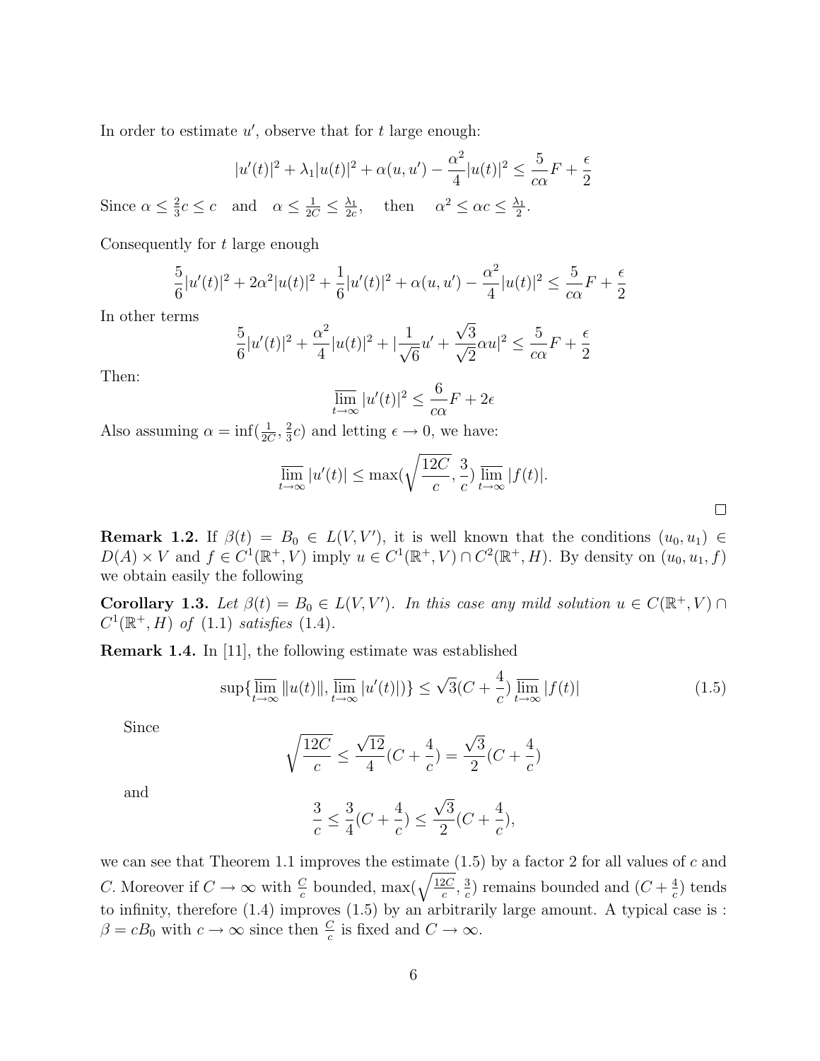In order to estimate $u'$, observe that for $t$ large enough:

$$|u'(t)|^2 + \lambda_1 |u(t)|^2 + \alpha(u,u') - \frac{\alpha^2}{4}|u(t)|^2 \leq \frac{5}{c\alpha}F + \frac{\epsilon}{2}$$

Since $\alpha \leq \frac{2}{3}c \leq c$ and $\alpha \leq \frac{1}{2C} \leq \frac{\lambda_1}{2c}$, then $\alpha^2 \leq \alpha c \leq \frac{\lambda_1}{2}$.

Consequently for $t$ large enough

$$\frac{5}{6}|u'(t)|^2 + 2\alpha^2|u(t)|^2 + \frac{1}{6}|u'(t)|^2 + \alpha(u,u') - \frac{\alpha^2}{4}|u(t)|^2 \leq \frac{5}{c\alpha}F + \frac{\epsilon}{2}$$

In other terms

$$\frac{5}{6}|u'(t)|^2 + \frac{\alpha^2}{4}|u(t)|^2 + |\frac{1}{\sqrt{6}}u' + \frac{\sqrt{3}}{\sqrt{2}}\alpha u|^2 \leq \frac{5}{c\alpha}F + \frac{\epsilon}{2}$$

Then:

$$\overline{\lim_{t\to\infty}}\, |u'(t)|^2 \leq \frac{6}{c\alpha}F + 2\epsilon$$

Also assuming $\alpha = \inf(\frac{1}{2C}, \frac{2}{3}c)$ and letting $\epsilon \to 0$, we have:

$$\overline{\lim_{t\to\infty}}\, |u'(t)| \leq \max(\sqrt{\frac{12C}{c}}, \frac{3}{c})\, \overline{\lim_{t\to\infty}}\, |f(t)|.$$

□

**Remark 1.2.** If $\beta(t) = B_0 \in L(V, V')$, it is well known that the conditions $(u_0, u_1) \in D(A) \times V$ and $f \in C^1(\mathbb{R}^+, V)$ imply $u \in C^1(\mathbb{R}^+, V) \cap C^2(\mathbb{R}^+, H)$. By density on $(u_0, u_1, f)$ we obtain easily the following

**Corollary 1.3.** *Let $\beta(t) = B_0 \in L(V, V')$. In this case any mild solution $u \in C(\mathbb{R}^+, V) \cap C^1(\mathbb{R}^+, H)$ of (1.1) satisfies (1.4).*

**Remark 1.4.** In [11], the following estimate was established

$$\sup\{\overline{\lim_{t\to\infty}}\, \|u(t)\|, \overline{\lim_{t\to\infty}}\, |u'(t)|)\} \leq \sqrt{3}(C + \frac{4}{c})\, \overline{\lim_{t\to\infty}}\, |f(t)| \tag{1.5}$$

Since

$$\sqrt{\frac{12C}{c}} \leq \frac{\sqrt{12}}{4}(C + \frac{4}{c}) = \frac{\sqrt{3}}{2}(C + \frac{4}{c})$$

and

$$\frac{3}{c} \leq \frac{3}{4}(C + \frac{4}{c}) \leq \frac{\sqrt{3}}{2}(C + \frac{4}{c}),$$

we can see that Theorem 1.1 improves the estimate (1.5) by a factor 2 for all values of $c$ and $C$. Moreover if $C \to \infty$ with $\frac{C}{c}$ bounded, $\max(\sqrt{\frac{12C}{c}}, \frac{3}{c})$ remains bounded and $(C + \frac{4}{c})$ tends to infinity, therefore (1.4) improves (1.5) by an arbitrarily large amount. A typical case is : $\beta = cB_0$ with $c \to \infty$ since then $\frac{C}{c}$ is fixed and $C \to \infty$.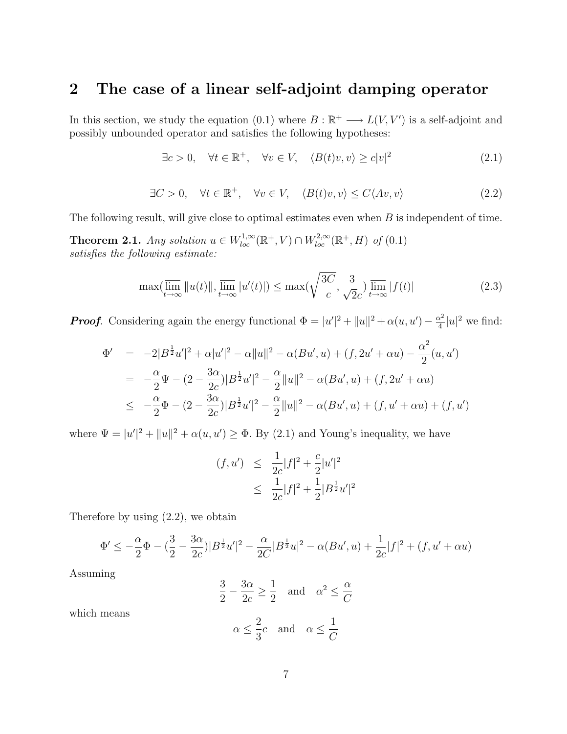## 2 The case of a linear self-adjoint damping operator

In this section, we study the equation (0.1) where $B : \mathbb{R}^+ \longrightarrow L(V, V')$ is a self-adjoint and possibly unbounded operator and satisfies the following hypotheses:

$$\exists c > 0, \quad \forall t \in \mathbb{R}^+, \quad \forall v \in V, \quad \langle B(t)v, v\rangle \geq c|v|^2 \tag{2.1}$$

$$\exists C > 0, \quad \forall t \in \mathbb{R}^+, \quad \forall v \in V, \quad \langle B(t)v, v\rangle \leq C\langle Av, v\rangle \tag{2.2}$$

The following result, will give close to optimal estimates even when $B$ is independent of time.

**Theorem 2.1.** *Any solution $u \in W^{1,\infty}_{loc}(\mathbb{R}^+, V) \cap W^{2,\infty}_{loc}(\mathbb{R}^+, H)$ of (0.1) satisfies the following estimate:*

$$\max(\overline{\lim_{t\to\infty}} \|u(t)\|, \overline{\lim_{t\to\infty}} |u'(t)|) \leq \max(\sqrt{\frac{3C}{c}}, \frac{3}{\sqrt{2}c}) \overline{\lim_{t\to\infty}} |f(t)| \tag{2.3}$$

***Proof.*** Considering again the energy functional $\Phi = |u'|^2 + \|u\|^2 + \alpha(u, u') - \frac{\alpha^2}{4}|u|^2$ we find:

$$\begin{aligned}
\Phi' &= -2|B^{\frac{1}{2}}u'|^2 + \alpha|u'|^2 - \alpha\|u\|^2 - \alpha(Bu', u) + (f, 2u' + \alpha u) - \frac{\alpha^2}{2}(u, u') \\
&= -\frac{\alpha}{2}\Psi - (2 - \frac{3\alpha}{2c})|B^{\frac{1}{2}}u'|^2 - \frac{\alpha}{2}\|u\|^2 - \alpha(Bu', u) + (f, 2u' + \alpha u) \\
&\leq -\frac{\alpha}{2}\Phi - (2 - \frac{3\alpha}{2c})|B^{\frac{1}{2}}u'|^2 - \frac{\alpha}{2}\|u\|^2 - \alpha(Bu', u) + (f, u' + \alpha u) + (f, u')
\end{aligned}$$

where $\Psi = |u'|^2 + \|u\|^2 + \alpha(u, u') \geq \Phi$. By (2.1) and Young's inequality, we have

$$\begin{aligned}
(f, u') &\leq \frac{1}{2c}|f|^2 + \frac{c}{2}|u'|^2 \\
&\leq \frac{1}{2c}|f|^2 + \frac{1}{2}|B^{\frac{1}{2}}u'|^2
\end{aligned}$$

Therefore by using (2.2), we obtain

$$\Phi' \leq -\frac{\alpha}{2}\Phi - (\frac{3}{2} - \frac{3\alpha}{2c})|B^{\frac{1}{2}}u'|^2 - \frac{\alpha}{2C}|B^{\frac{1}{2}}u|^2 - \alpha(Bu', u) + \frac{1}{2c}|f|^2 + (f, u' + \alpha u)$$

Assuming

$$\frac{3}{2} - \frac{3\alpha}{2c} \geq \frac{1}{2} \quad \text{and} \quad \alpha^2 \leq \frac{\alpha}{C}$$

which means

$$\alpha \leq \frac{2}{3}c \quad \text{and} \quad \alpha \leq \frac{1}{C}$$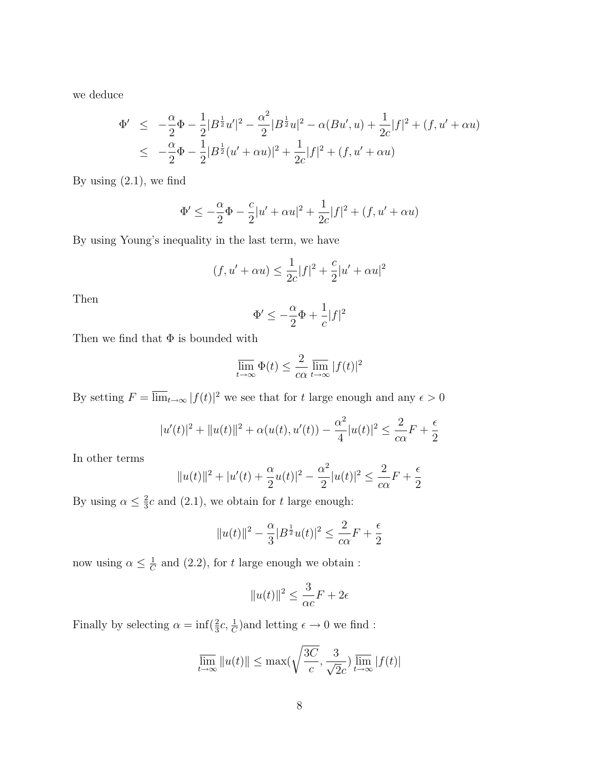we deduce

$$
\begin{aligned}
\Phi' &\leq -\frac{\alpha}{2}\Phi - \frac{1}{2}|B^{\frac{1}{2}}u'|^2 - \frac{\alpha^2}{2}|B^{\frac{1}{2}}u|^2 - \alpha(Bu', u) + \frac{1}{2c}|f|^2 + (f, u' + \alpha u) \\
&\leq -\frac{\alpha}{2}\Phi - \frac{1}{2}|B^{\frac{1}{2}}(u' + \alpha u)|^2 + \frac{1}{2c}|f|^2 + (f, u' + \alpha u)
\end{aligned}
$$

By using (2.1), we find

$$
\Phi' \leq -\frac{\alpha}{2}\Phi - \frac{c}{2}|u' + \alpha u|^2 + \frac{1}{2c}|f|^2 + (f, u' + \alpha u)
$$

By using Young's inequality in the last term, we have

$$
(f, u' + \alpha u) \leq \frac{1}{2c}|f|^2 + \frac{c}{2}|u' + \alpha u|^2
$$

Then

$$
\Phi' \leq -\frac{\alpha}{2}\Phi + \frac{1}{c}|f|^2
$$

Then we find that $\Phi$ is bounded with

$$
\overline{\lim_{t\to\infty}}\, \Phi(t) \leq \frac{2}{c\alpha} \overline{\lim_{t\to\infty}}\, |f(t)|^2
$$

By setting $F = \overline{\lim}_{t\to\infty} |f(t)|^2$ we see that for $t$ large enough and any $\epsilon > 0$

$$
|u'(t)|^2 + \|u(t)\|^2 + \alpha(u(t), u'(t)) - \frac{\alpha^2}{4}|u(t)|^2 \leq \frac{2}{c\alpha}F + \frac{\epsilon}{2}
$$

In other terms

$$
\|u(t)\|^2 + |u'(t) + \frac{\alpha}{2}u(t)|^2 - \frac{\alpha^2}{2}|u(t)|^2 \leq \frac{2}{c\alpha}F + \frac{\epsilon}{2}
$$

By using $\alpha \leq \frac{2}{3}c$ and (2.1), we obtain for $t$ large enough:

$$
\|u(t)\|^2 - \frac{\alpha}{3}|B^{\frac{1}{2}}u(t)|^2 \leq \frac{2}{c\alpha}F + \frac{\epsilon}{2}
$$

now using $\alpha \leq \frac{1}{C}$ and (2.2), for $t$ large enough we obtain :

$$
\|u(t)\|^2 \leq \frac{3}{\alpha c}F + 2\epsilon
$$

Finally by selecting $\alpha = \inf(\frac{2}{3}c, \frac{1}{C})$and letting $\epsilon \to 0$ we find :

$$
\overline{\lim_{t\to\infty}}\, \|u(t)\| \leq \max(\sqrt{\frac{3C}{c}}, \frac{3}{\sqrt{2}c}) \overline{\lim_{t\to\infty}}\, |f(t)|
$$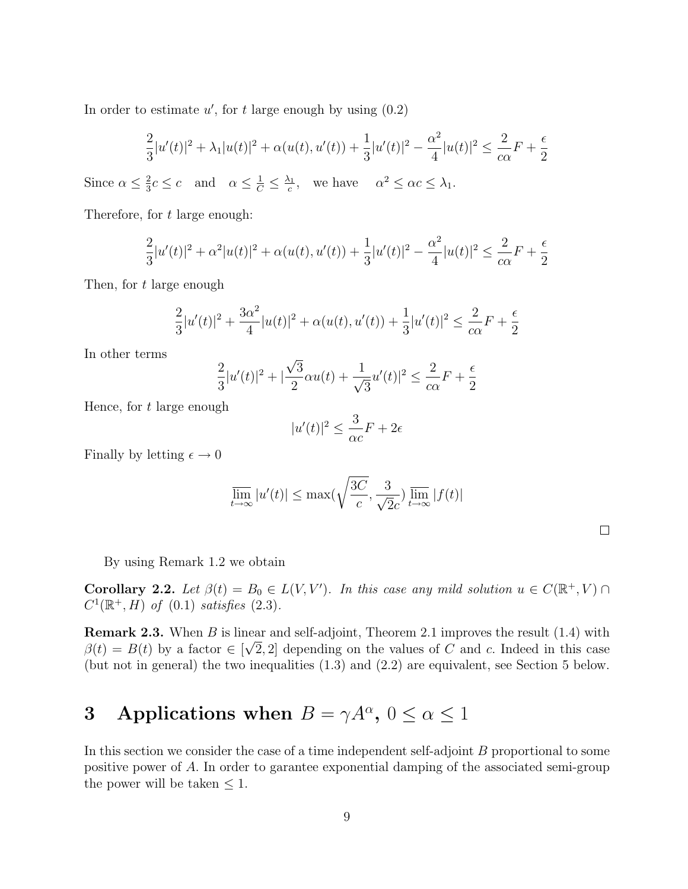In order to estimate $u'$, for $t$ large enough by using (0.2)

$$\frac{2}{3}|u'(t)|^2 + \lambda_1|u(t)|^2 + \alpha(u(t),u'(t)) + \frac{1}{3}|u'(t)|^2 - \frac{\alpha^2}{4}|u(t)|^2 \leq \frac{2}{c\alpha}F + \frac{\epsilon}{2}$$

Since $\alpha \leq \frac{2}{3}c \leq c$ and $\alpha \leq \frac{1}{C} \leq \frac{\lambda_1}{c}$, we have $\alpha^2 \leq \alpha c \leq \lambda_1$.

Therefore, for $t$ large enough:

$$\frac{2}{3}|u'(t)|^2 + \alpha^2|u(t)|^2 + \alpha(u(t),u'(t)) + \frac{1}{3}|u'(t)|^2 - \frac{\alpha^2}{4}|u(t)|^2 \leq \frac{2}{c\alpha}F + \frac{\epsilon}{2}$$

Then, for $t$ large enough

$$\frac{2}{3}|u'(t)|^2 + \frac{3\alpha^2}{4}|u(t)|^2 + \alpha(u(t),u'(t)) + \frac{1}{3}|u'(t)|^2 \leq \frac{2}{c\alpha}F + \frac{\epsilon}{2}$$

In other terms

$$\frac{2}{3}|u'(t)|^2 + |\frac{\sqrt{3}}{2}\alpha u(t) + \frac{1}{\sqrt{3}}u'(t)|^2 \leq \frac{2}{c\alpha}F + \frac{\epsilon}{2}$$

Hence, for $t$ large enough

$$|u'(t)|^2 \leq \frac{3}{\alpha c}F + 2\epsilon$$

Finally by letting $\epsilon \to 0$

$$\overline{\lim_{t\to\infty}}\, |u'(t)| \leq \max(\sqrt{\frac{3C}{c}}, \frac{3}{\sqrt{2}c})\, \overline{\lim_{t\to\infty}}\, |f(t)|$$

□

By using Remark 1.2 we obtain

**Corollary 2.2.** *Let $\beta(t) = B_0 \in L(V,V')$. In this case any mild solution $u \in C(\mathbb{R}^+, V) \cap C^1(\mathbb{R}^+, H)$ of (0.1) satisfies (2.3).*

**Remark 2.3.** When $B$ is linear and self-adjoint, Theorem 2.1 improves the result (1.4) with $\beta(t) = B(t)$ by a factor $\in [\sqrt{2}, 2]$ depending on the values of $C$ and $c$. Indeed in this case (but not in general) the two inequalities (1.3) and (2.2) are equivalent, see Section 5 below.

# 3 Applications when $B = \gamma A^\alpha$, $0 \leq \alpha \leq 1$

In this section we consider the case of a time independent self-adjoint $B$ proportional to some positive power of $A$. In order to garantee exponential damping of the associated semi-group the power will be taken $\leq 1$.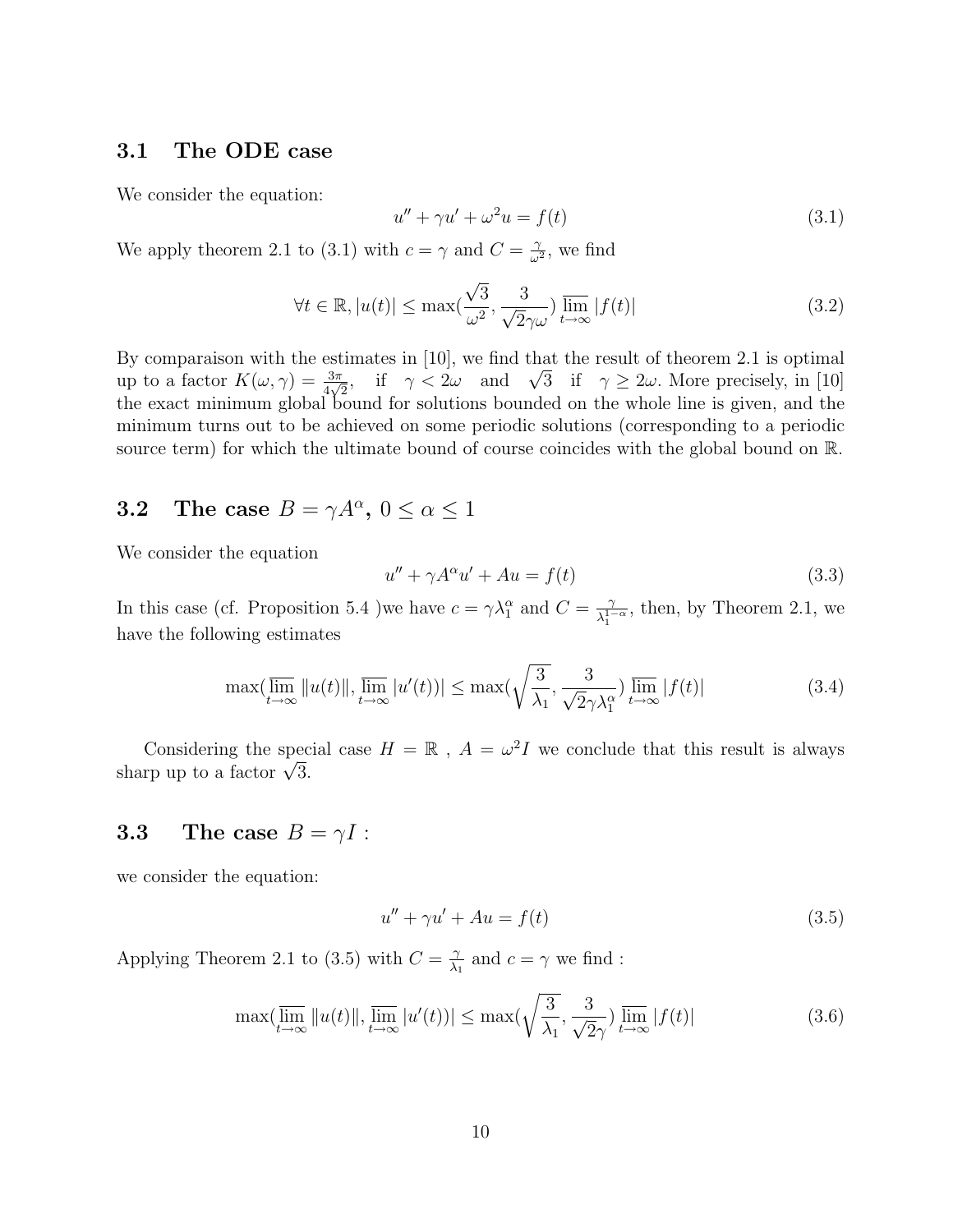### 3.1 The ODE case

We consider the equation:

$$u'' + \gamma u' + \omega^2 u = f(t) \tag{3.1}$$

We apply theorem 2.1 to (3.1) with $c = \gamma$ and $C = \frac{\gamma}{\omega^2}$, we find

$$\forall t \in \mathbb{R}, |u(t)| \leq \max(\frac{\sqrt{3}}{\omega^2}, \frac{3}{\sqrt{2}\gamma\omega}) \overline{\lim_{t\to\infty}} |f(t)| \tag{3.2}$$

By comparaison with the estimates in [10], we find that the result of theorem 2.1 is optimal up to a factor $K(\omega, \gamma) = \frac{3\pi}{4\sqrt{2}}$, if $\gamma < 2\omega$ and $\sqrt{3}$ if $\gamma \geq 2\omega$. More precisely, in [10] the exact minimum global bound for solutions bounded on the whole line is given, and the minimum turns out to be achieved on some periodic solutions (corresponding to a periodic source term) for which the ultimate bound of course coincides with the global bound on $\mathbb{R}$.

### 3.2 The case $B = \gamma A^\alpha$, $0 \leq \alpha \leq 1$

We consider the equation

$$u'' + \gamma A^\alpha u' + Au = f(t) \tag{3.3}$$

In this case (cf. Proposition 5.4 )we have $c = \gamma\lambda_1^\alpha$ and $C = \frac{\gamma}{\lambda_1^{1-\alpha}}$, then, by Theorem 2.1, we have the following estimates

$$\max(\overline{\lim_{t\to\infty}} \|u(t)\|, \overline{\lim_{t\to\infty}} |u'(t))| \leq \max(\sqrt{\frac{3}{\lambda_1}}, \frac{3}{\sqrt{2}\gamma\lambda_1^\alpha}) \overline{\lim_{t\to\infty}} |f(t)| \tag{3.4}$$

Considering the special case $H = \mathbb{R}$ , $A = \omega^2 I$ we conclude that this result is always sharp up to a factor $\sqrt{3}$.

### 3.3 The case $B = \gamma I$ :

we consider the equation:

$$u'' + \gamma u' + Au = f(t) \tag{3.5}$$

Applying Theorem 2.1 to (3.5) with $C = \frac{\gamma}{\lambda_1}$ and $c = \gamma$ we find :

$$\max(\overline{\lim_{t\to\infty}} \|u(t)\|, \overline{\lim_{t\to\infty}} |u'(t))| \leq \max(\sqrt{\frac{3}{\lambda_1}}, \frac{3}{\sqrt{2}\gamma}) \overline{\lim_{t\to\infty}} |f(t)| \tag{3.6}$$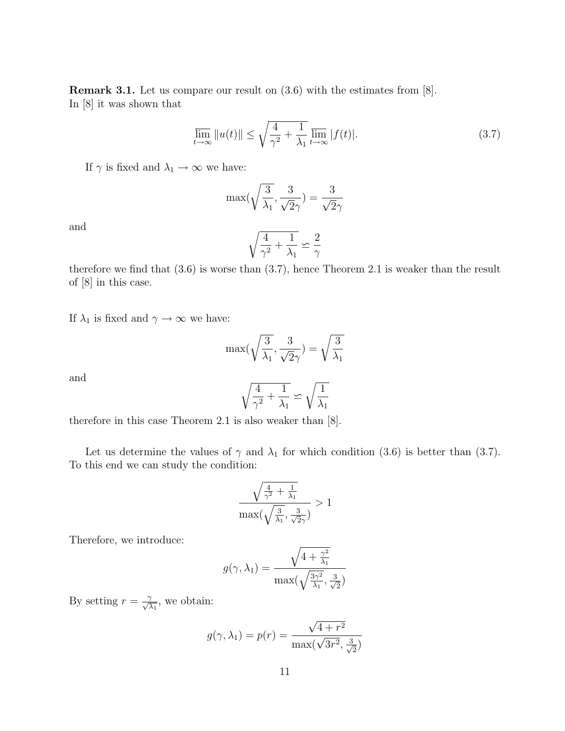**Remark 3.1.** Let us compare our result on (3.6) with the estimates from [8]. In [8] it was shown that

$$\varlimsup_{t\to\infty} \|u(t)\| \leq \sqrt{\frac{4}{\gamma^2} + \frac{1}{\lambda_1}} \varlimsup_{t\to\infty} |f(t)|. \tag{3.7}$$

If $\gamma$ is fixed and $\lambda_1 \to \infty$ we have:

$$\max\left(\sqrt{\frac{3}{\lambda_1}}, \frac{3}{\sqrt{2}\gamma}\right) = \frac{3}{\sqrt{2}\gamma}$$

and

$$\sqrt{\frac{4}{\gamma^2} + \frac{1}{\lambda_1}} \backsimeq \frac{2}{\gamma}$$

therefore we find that (3.6) is worse than (3.7), hence Theorem 2.1 is weaker than the result of [8] in this case.

If $\lambda_1$ is fixed and $\gamma \to \infty$ we have:

$$\max\left(\sqrt{\frac{3}{\lambda_1}}, \frac{3}{\sqrt{2}\gamma}\right) = \sqrt{\frac{3}{\lambda_1}}$$

and

$$\sqrt{\frac{4}{\gamma^2} + \frac{1}{\lambda_1}} \backsimeq \sqrt{\frac{1}{\lambda_1}}$$

therefore in this case Theorem 2.1 is also weaker than [8].

Let us determine the values of $\gamma$ and $\lambda_1$ for which condition (3.6) is better than (3.7). To this end we can study the condition:

$$\frac{\sqrt{\frac{4}{\gamma^2} + \frac{1}{\lambda_1}}}{\max\left(\sqrt{\frac{3}{\lambda_1}}, \frac{3}{\sqrt{2}\gamma}\right)} > 1$$

Therefore, we introduce:

$$g(\gamma, \lambda_1) = \frac{\sqrt{4 + \frac{\gamma^2}{\lambda_1}}}{\max\left(\sqrt{\frac{3\gamma^2}{\lambda_1}}, \frac{3}{\sqrt{2}}\right)}$$

By setting $r = \frac{\gamma}{\sqrt{\lambda_1}}$, we obtain:

$$g(\gamma, \lambda_1) = p(r) = \frac{\sqrt{4 + r^2}}{\max\left(\sqrt{3r^2}, \frac{3}{\sqrt{2}}\right)}$$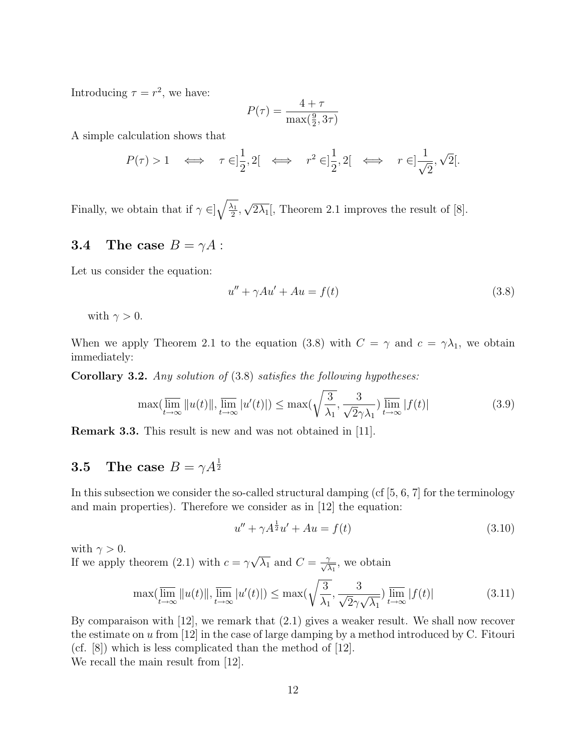Introducing $\tau = r^2$, we have:

$$P(\tau) = \frac{4+\tau}{\max(\frac{9}{2}, 3\tau)}$$

A simple calculation shows that

$$P(\tau) > 1 \quad \Longleftrightarrow \quad \tau \in ]\frac{1}{2}, 2[ \quad \Longleftrightarrow \quad r^2 \in ]\frac{1}{2}, 2[ \quad \Longleftrightarrow \quad r \in ]\frac{1}{\sqrt{2}}, \sqrt{2}[.$$

Finally, we obtain that if $\gamma \in ]\sqrt{\frac{\lambda_1}{2}}, \sqrt{2\lambda_1}[$, Theorem 2.1 improves the result of [8].

### 3.4 The case $B = \gamma A$ :

Let us consider the equation:

$$u'' + \gamma A u' + Au = f(t) \tag{3.8}$$

with $\gamma > 0$.

When we apply Theorem 2.1 to the equation (3.8) with $C = \gamma$ and $c = \gamma\lambda_1$, we obtain immediately:

**Corollary 3.2.** *Any solution of* (3.8) *satisfies the following hypotheses:*

$$\max(\overline{\lim_{t\to\infty}} \|u(t)\|, \overline{\lim_{t\to\infty}} |u'(t)|) \leq \max(\sqrt{\frac{3}{\lambda_1}}, \frac{3}{\sqrt{2}\gamma\lambda_1}) \overline{\lim_{t\to\infty}} |f(t)| \tag{3.9}$$

**Remark 3.3.** This result is new and was not obtained in [11].

### 3.5 The case $B = \gamma A^{\frac{1}{2}}$

In this subsection we consider the so-called structural damping (cf [5, 6, 7] for the terminology and main properties). Therefore we consider as in [12] the equation:

$$u'' + \gamma A^{\frac{1}{2}} u' + Au = f(t) \tag{3.10}$$

with $\gamma > 0$.
If we apply theorem (2.1) with $c = \gamma\sqrt{\lambda_1}$ and $C = \frac{\gamma}{\sqrt{\lambda_1}}$, we obtain

$$\max(\overline{\lim_{t\to\infty}} \|u(t)\|, \overline{\lim_{t\to\infty}} |u'(t)|) \leq \max(\sqrt{\frac{3}{\lambda_1}}, \frac{3}{\sqrt{2}\gamma\sqrt{\lambda_1}}) \overline{\lim_{t\to\infty}} |f(t)| \tag{3.11}$$

By comparaison with [12], we remark that (2.1) gives a weaker result. We shall now recover the estimate on $u$ from [12] in the case of large damping by a method introduced by C. Fitouri (cf. [8]) which is less complicated than the method of [12].
We recall the main result from [12].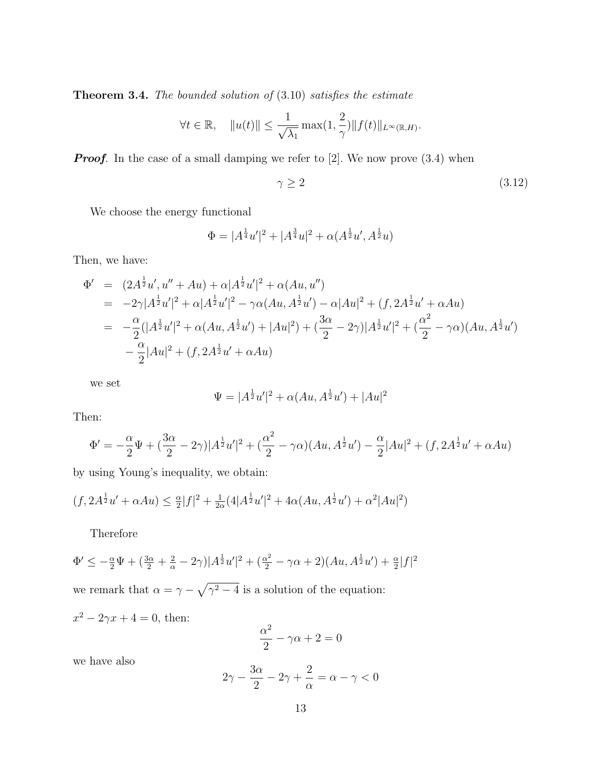**Theorem 3.4.** *The bounded solution of* (3.10) *satisfies the estimate*

$$\forall t \in \mathbb{R}, \quad \|u(t)\| \leq \frac{1}{\sqrt{\lambda_1}} \max(1, \frac{2}{\gamma}) \|f(t)\|_{L^\infty(\mathbb{R},H)}.$$

***Proof***. In the case of a small damping we refer to [2]. We now prove (3.4) when

$$\gamma \geq 2 \tag{3.12}$$

We choose the energy functional

$$\Phi = |A^{\frac{1}{4}}u'|^2 + |A^{\frac{3}{4}}u|^2 + \alpha(A^{\frac{1}{2}}u', A^{\frac{1}{2}}u)$$

Then, we have:

$$\begin{aligned}
\Phi' &= (2A^{\frac{1}{2}}u', u'' + Au) + \alpha|A^{\frac{1}{2}}u'|^2 + \alpha(Au, u'') \\
&= -2\gamma|A^{\frac{1}{2}}u'|^2 + \alpha|A^{\frac{1}{2}}u'|^2 - \gamma\alpha(Au, A^{\frac{1}{2}}u') - \alpha|Au|^2 + (f, 2A^{\frac{1}{2}}u' + \alpha Au) \\
&= -\frac{\alpha}{2}(|A^{\frac{1}{2}}u'|^2 + \alpha(Au, A^{\frac{1}{2}}u') + |Au|^2) + (\frac{3\alpha}{2} - 2\gamma)|A^{\frac{1}{2}}u'|^2 + (\frac{\alpha^2}{2} - \gamma\alpha)(Au, A^{\frac{1}{2}}u') \\
&\quad - \frac{\alpha}{2}|Au|^2 + (f, 2A^{\frac{1}{2}}u' + \alpha Au)
\end{aligned}$$

we set

$$\Psi = |A^{\frac{1}{2}}u'|^2 + \alpha(Au, A^{\frac{1}{2}}u') + |Au|^2$$

Then:

$$\Phi' = -\frac{\alpha}{2}\Psi + (\frac{3\alpha}{2} - 2\gamma)|A^{\frac{1}{2}}u'|^2 + (\frac{\alpha^2}{2} - \gamma\alpha)(Au, A^{\frac{1}{2}}u') - \frac{\alpha}{2}|Au|^2 + (f, 2A^{\frac{1}{2}}u' + \alpha Au)$$

by using Young's inequality, we obtain:

$(f, 2A^{\frac{1}{2}}u' + \alpha Au) \leq \frac{\alpha}{2}|f|^2 + \frac{1}{2\alpha}(4|A^{\frac{1}{2}}u'|^2 + 4\alpha(Au, A^{\frac{1}{2}}u') + \alpha^2|Au|^2)$

Therefore

$\Phi' \leq -\frac{\alpha}{2}\Psi + (\frac{3\alpha}{2} + \frac{2}{\alpha} - 2\gamma)|A^{\frac{1}{2}}u'|^2 + (\frac{\alpha^2}{2} - \gamma\alpha + 2)(Au, A^{\frac{1}{2}}u') + \frac{\alpha}{2}|f|^2$

we remark that $\alpha = \gamma - \sqrt{\gamma^2 - 4}$ is a solution of the equation:

$x^2 - 2\gamma x + 4 = 0$, then:

$$\frac{\alpha^2}{2} - \gamma\alpha + 2 = 0$$

we have also

$$2\gamma - \frac{3\alpha}{2} - 2\gamma + \frac{2}{\alpha} = \alpha - \gamma < 0$$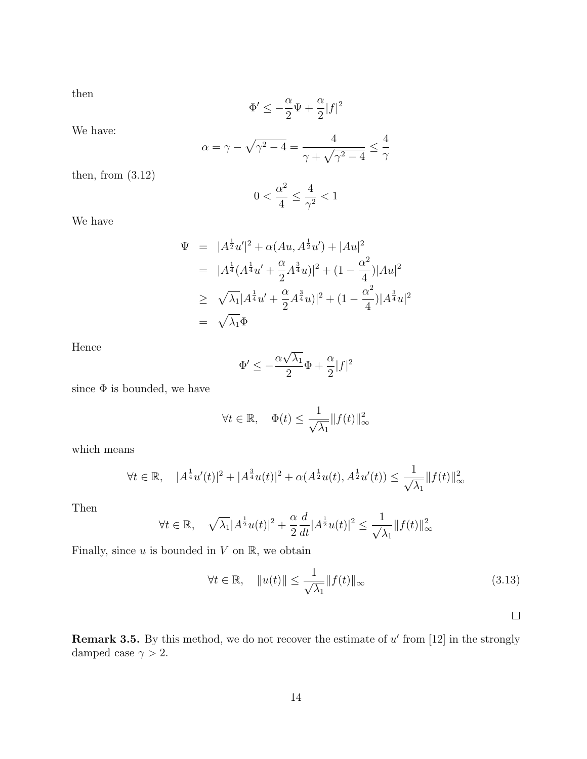then

$$\Phi' \leq -\frac{\alpha}{2}\Psi + \frac{\alpha}{2}|f|^2$$

We have:

$$\alpha = \gamma - \sqrt{\gamma^2 - 4} = \frac{4}{\gamma + \sqrt{\gamma^2 - 4}} \leq \frac{4}{\gamma}$$

then, from (3.12)

$$0 < \frac{\alpha^2}{4} \leq \frac{4}{\gamma^2} < 1$$

We have

$$\begin{aligned}
\Psi &= |A^{\frac{1}{2}}u'|^2 + \alpha(Au, A^{\frac{1}{2}}u') + |Au|^2 \\
&= |A^{\frac{1}{4}}(A^{\frac{1}{4}}u' + \frac{\alpha}{2}A^{\frac{3}{4}}u)|^2 + (1 - \frac{\alpha^2}{4})|Au|^2 \\
&\geq \sqrt{\lambda_1}|A^{\frac{1}{4}}u' + \frac{\alpha}{2}A^{\frac{3}{4}}u)|^2 + (1 - \frac{\alpha^2}{4})|A^{\frac{3}{4}}u|^2 \\
&= \sqrt{\lambda_1}\Phi
\end{aligned}$$

Hence

$$\Phi' \leq -\frac{\alpha\sqrt{\lambda_1}}{2}\Phi + \frac{\alpha}{2}|f|^2$$

since $\Phi$ is bounded, we have

$$\forall t \in \mathbb{R}, \quad \Phi(t) \leq \frac{1}{\sqrt{\lambda_1}}\|f(t)\|_\infty^2$$

which means

$$\forall t \in \mathbb{R}, \quad |A^{\frac{1}{4}}u'(t)|^2 + |A^{\frac{3}{4}}u(t)|^2 + \alpha(A^{\frac{1}{2}}u(t), A^{\frac{1}{2}}u'(t)) \leq \frac{1}{\sqrt{\lambda_1}}\|f(t)\|_\infty^2$$

Then

$$\forall t \in \mathbb{R}, \quad \sqrt{\lambda_1}|A^{\frac{1}{2}}u(t)|^2 + \frac{\alpha}{2}\frac{d}{dt}|A^{\frac{1}{2}}u(t)|^2 \leq \frac{1}{\sqrt{\lambda_1}}\|f(t)\|_\infty^2$$

Finally, since $u$ is bounded in $V$ on $\mathbb{R}$, we obtain

$$\forall t \in \mathbb{R}, \quad \|u(t)\| \leq \frac{1}{\sqrt{\lambda_1}}\|f(t)\|_\infty \tag{3.13}$$

□

**Remark 3.5.** By this method, we do not recover the estimate of $u'$ from [12] in the strongly damped case $\gamma > 2$.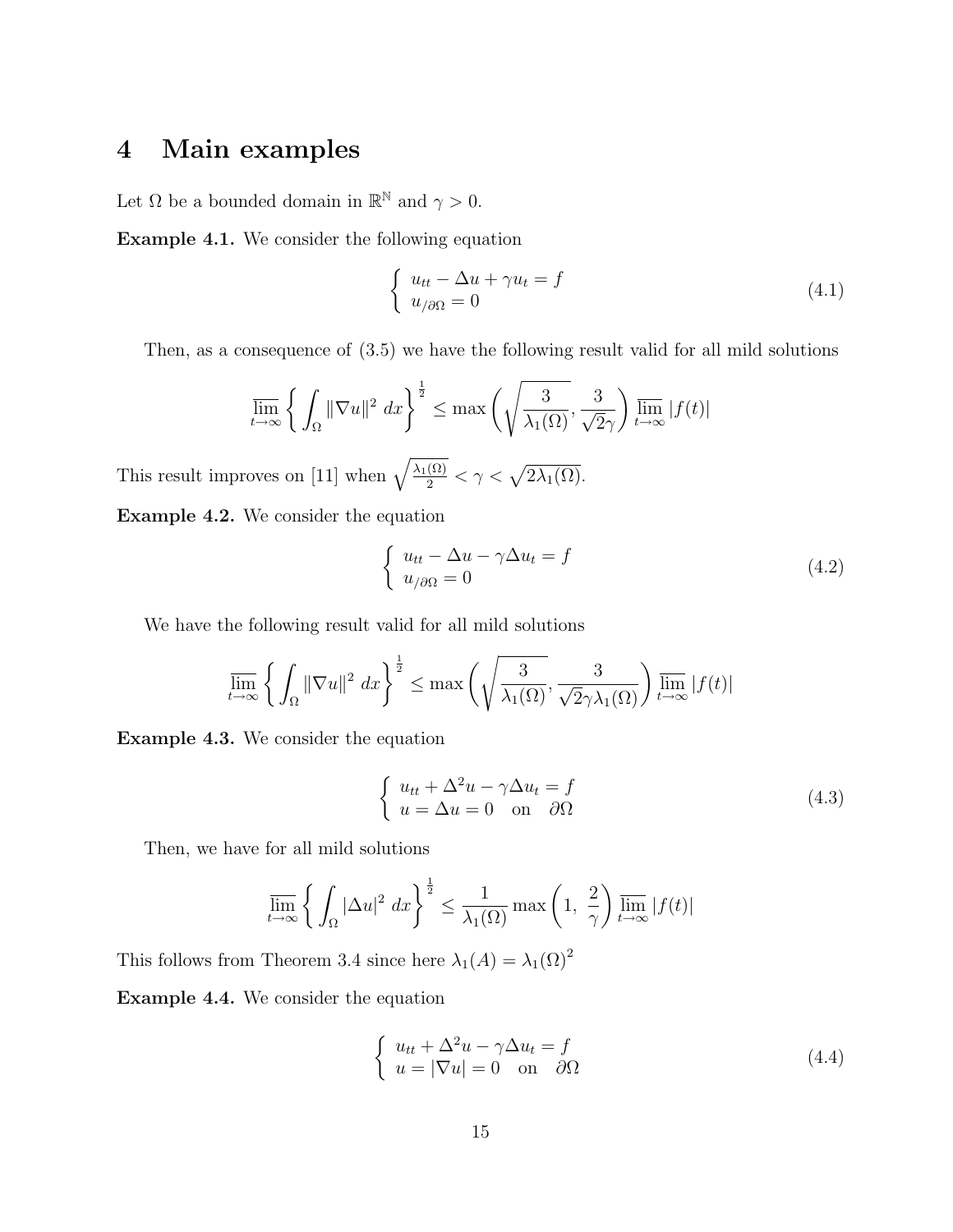# 4 Main examples

Let $\Omega$ be a bounded domain in $\mathbb{R}^{\mathbb{N}}$ and $\gamma > 0$.

**Example 4.1.** We consider the following equation

$$\left\{ \begin{array}{l} u_{tt} - \Delta u + \gamma u_t = f \\ u_{/\partial\Omega} = 0 \end{array} \right. \tag{4.1}$$

Then, as a consequence of (3.5) we have the following result valid for all mild solutions

$$\overline{\lim_{t\to\infty}} \left\{ \int_\Omega \|\nabla u\|^2 \, dx \right\}^{\frac{1}{2}} \leq \max\left( \sqrt{\frac{3}{\lambda_1(\Omega)}}, \frac{3}{\sqrt{2}\gamma} \right) \overline{\lim_{t\to\infty}} |f(t)|$$

This result improves on [11] when $\sqrt{\frac{\lambda_1(\Omega)}{2}} < \gamma < \sqrt{2\lambda_1(\Omega)}$.

**Example 4.2.** We consider the equation

$$\left\{ \begin{array}{l} u_{tt} - \Delta u - \gamma \Delta u_t = f \\ u_{/\partial\Omega} = 0 \end{array} \right. \tag{4.2}$$

We have the following result valid for all mild solutions

$$\overline{\lim_{t\to\infty}} \left\{ \int_\Omega \|\nabla u\|^2 \, dx \right\}^{\frac{1}{2}} \leq \max\left( \sqrt{\frac{3}{\lambda_1(\Omega)}}, \frac{3}{\sqrt{2}\gamma\lambda_1(\Omega)} \right) \overline{\lim_{t\to\infty}} |f(t)|$$

**Example 4.3.** We consider the equation

$$\left\{ \begin{array}{l} u_{tt} + \Delta^2 u - \gamma \Delta u_t = f \\ u = \Delta u = 0 \quad \text{on} \quad \partial\Omega \end{array} \right. \tag{4.3}$$

Then, we have for all mild solutions

$$\overline{\lim_{t\to\infty}} \left\{ \int_\Omega |\Delta u|^2 \, dx \right\}^{\frac{1}{2}} \leq \frac{1}{\lambda_1(\Omega)} \max\left( 1, \ \frac{2}{\gamma} \right) \overline{\lim_{t\to\infty}} |f(t)|$$

This follows from Theorem 3.4 since here $\lambda_1(A) = \lambda_1(\Omega)^2$

**Example 4.4.** We consider the equation

$$\left\{ \begin{array}{l} u_{tt} + \Delta^2 u - \gamma \Delta u_t = f \\ u = |\nabla u| = 0 \quad \text{on} \quad \partial\Omega \end{array} \right. \tag{4.4}$$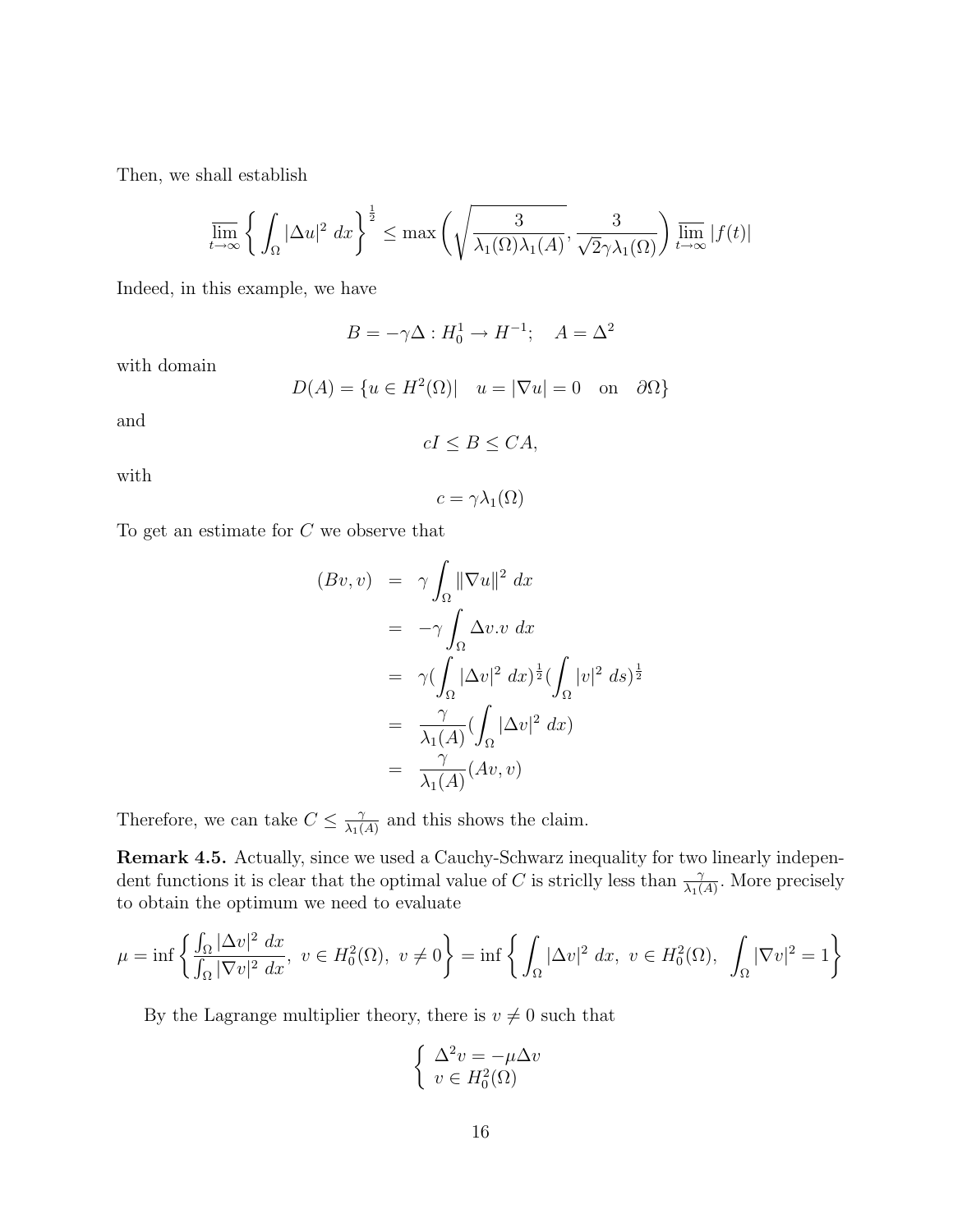Then, we shall establish

$$\varlimsup_{t\to\infty} \left\{ \int_\Omega |\Delta u|^2 \, dx \right\}^{\frac{1}{2}} \le \max\left( \sqrt{\frac{3}{\lambda_1(\Omega)\lambda_1(A)}}, \frac{3}{\sqrt{2}\gamma\lambda_1(\Omega)} \right) \varlimsup_{t\to\infty} |f(t)|$$

Indeed, in this example, we have

$$B = -\gamma\Delta : H_0^1 \to H^{-1}; \quad A = \Delta^2$$

with domain

$$D(A) = \{u \in H^2(\Omega) | \quad u = |\nabla u| = 0 \quad \text{on} \quad \partial\Omega\}$$

and

$$cI \le B \le CA,$$

with

$$c = \gamma\lambda_1(\Omega)$$

To get an estimate for $C$ we observe that

$$\begin{aligned}
(Bv, v) &= \gamma \int_\Omega \|\nabla u\|^2 \, dx \\
&= -\gamma \int_\Omega \Delta v.v \, dx \\
&= \gamma (\int_\Omega |\Delta v|^2 \, dx)^{\frac{1}{2}} (\int_\Omega |v|^2 \, ds)^{\frac{1}{2}} \\
&= \frac{\gamma}{\lambda_1(A)} (\int_\Omega |\Delta v|^2 \, dx) \\
&= \frac{\gamma}{\lambda_1(A)} (Av, v)
\end{aligned}$$

Therefore, we can take $C \le \frac{\gamma}{\lambda_1(A)}$ and this shows the claim.

**Remark 4.5.** Actually, since we used a Cauchy-Schwarz inequality for two linearly independent functions it is clear that the optimal value of $C$ is striclly less than $\frac{\gamma}{\lambda_1(A)}$. More precisely to obtain the optimum we need to evaluate

$$\mu = \inf\left\{ \frac{\int_\Omega |\Delta v|^2 \, dx}{\int_\Omega |\nabla v|^2 \, dx}, \ v \in H_0^2(\Omega), \ v \neq 0 \right\} = \inf\left\{ \int_\Omega |\Delta v|^2 \, dx, \ v \in H_0^2(\Omega), \ \int_\Omega |\nabla v|^2 = 1 \right\}$$

By the Lagrange multiplier theory, there is $v \neq 0$ such that

$$\begin{cases} \Delta^2 v = -\mu\Delta v \\ v \in H_0^2(\Omega) \end{cases}$$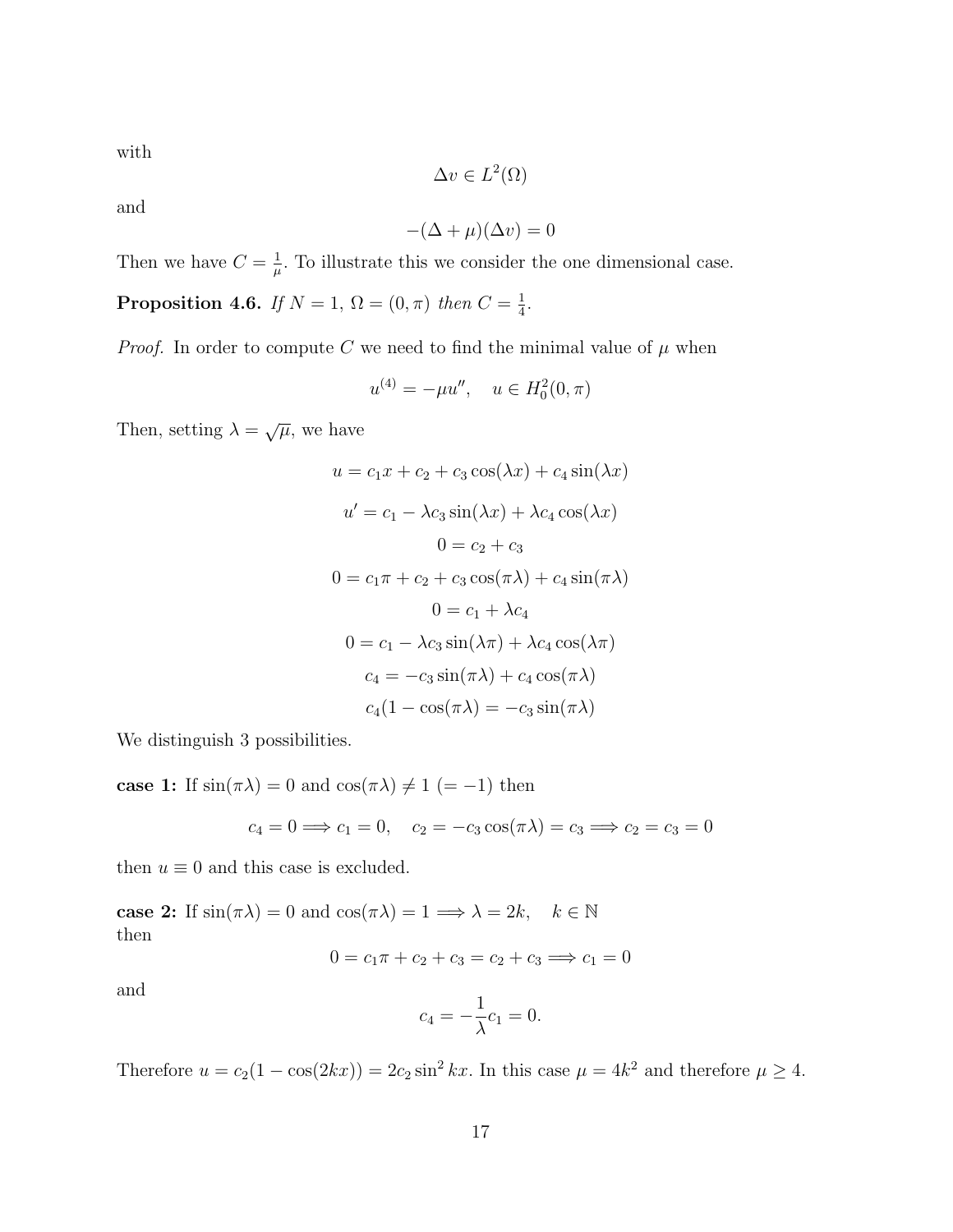with

$$\Delta v \in L^2(\Omega)$$

and

$$-(\Delta + \mu)(\Delta v) = 0$$

Then we have $C = \frac{1}{\mu}$. To illustrate this we consider the one dimensional case.

**Proposition 4.6.** *If $N = 1$, $\Omega = (0, \pi)$ then $C = \frac{1}{4}$.*

*Proof.* In order to compute $C$ we need to find the minimal value of $\mu$ when

$$u^{(4)} = -\mu u'', \quad u \in H_0^2(0, \pi)$$

Then, setting $\lambda = \sqrt{\mu}$, we have

$$u = c_1 x + c_2 + c_3 \cos(\lambda x) + c_4 \sin(\lambda x)$$

$$u' = c_1 - \lambda c_3 \sin(\lambda x) + \lambda c_4 \cos(\lambda x)$$

$$0 = c_2 + c_3$$

$$0 = c_1 \pi + c_2 + c_3 \cos(\pi\lambda) + c_4 \sin(\pi\lambda)$$

$$0 = c_1 + \lambda c_4$$

$$0 = c_1 - \lambda c_3 \sin(\lambda\pi) + \lambda c_4 \cos(\lambda\pi)$$

$$c_4 = -c_3 \sin(\pi\lambda) + c_4 \cos(\pi\lambda)$$

$$c_4(1 - \cos(\pi\lambda) = -c_3 \sin(\pi\lambda)$$

We distinguish 3 possibilities.

**case 1:** If $\sin(\pi\lambda) = 0$ and $\cos(\pi\lambda) \neq 1$ $(= -1)$ then

$$c_4 = 0 \Longrightarrow c_1 = 0, \quad c_2 = -c_3 \cos(\pi\lambda) = c_3 \Longrightarrow c_2 = c_3 = 0$$

then $u \equiv 0$ and this case is excluded.

**case 2:** If $\sin(\pi\lambda) = 0$ and $\cos(\pi\lambda) = 1 \Longrightarrow \lambda = 2k, \quad k \in \mathbb{N}$
then

$$0 = c_1 \pi + c_2 + c_3 = c_2 + c_3 \Longrightarrow c_1 = 0$$

and

$$c_4 = -\frac{1}{\lambda} c_1 = 0.$$

Therefore $u = c_2(1 - \cos(2kx)) = 2c_2 \sin^2 kx$. In this case $\mu = 4k^2$ and therefore $\mu \geq 4$.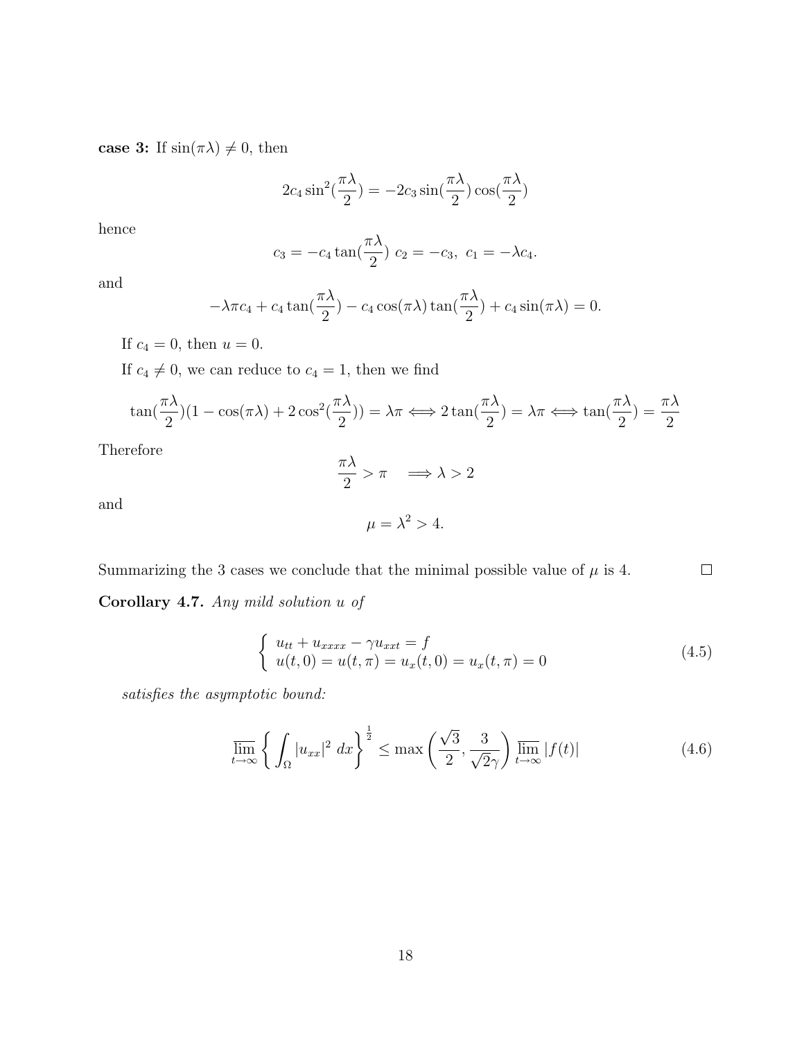**case 3:** If $\sin(\pi\lambda) \neq 0$, then

$$2c_4 \sin^2(\frac{\pi\lambda}{2}) = -2c_3 \sin(\frac{\pi\lambda}{2})\cos(\frac{\pi\lambda}{2})$$

hence

$$c_3 = -c_4 \tan(\frac{\pi\lambda}{2}) \ c_2 = -c_3, \ c_1 = -\lambda c_4.$$

and

$$-\lambda\pi c_4 + c_4 \tan(\frac{\pi\lambda}{2}) - c_4 \cos(\pi\lambda)\tan(\frac{\pi\lambda}{2}) + c_4 \sin(\pi\lambda) = 0.$$

If $c_4 = 0$, then $u = 0$.

If $c_4 \neq 0$, we can reduce to $c_4 = 1$, then we find

$$\tan(\frac{\pi\lambda}{2})(1 - \cos(\pi\lambda) + 2\cos^2(\frac{\pi\lambda}{2})) = \lambda\pi \Longleftrightarrow 2\tan(\frac{\pi\lambda}{2}) = \lambda\pi \Longleftrightarrow \tan(\frac{\pi\lambda}{2}) = \frac{\pi\lambda}{2}$$

Therefore

$$\frac{\pi\lambda}{2} > \pi \quad \Longrightarrow \lambda > 2$$

and

$$\mu = \lambda^2 > 4.$$

Summarizing the 3 cases we conclude that the minimal possible value of $\mu$ is 4. $\square$

**Corollary 4.7.** *Any mild solution $u$ of*

$$\begin{cases} u_{tt} + u_{xxxx} - \gamma u_{xxt} = f \\ u(t,0) = u(t,\pi) = u_x(t,0) = u_x(t,\pi) = 0 \end{cases} \tag{4.5}$$

*satisfies the asymptotic bound:*

$$\overline{\lim_{t\to\infty}} \left\{ \int_\Omega |u_{xx}|^2 \, dx \right\}^{\frac{1}{2}} \leq \max\left(\frac{\sqrt{3}}{2}, \frac{3}{\sqrt{2}\gamma}\right) \overline{\lim_{t\to\infty}} |f(t)| \tag{4.6}$$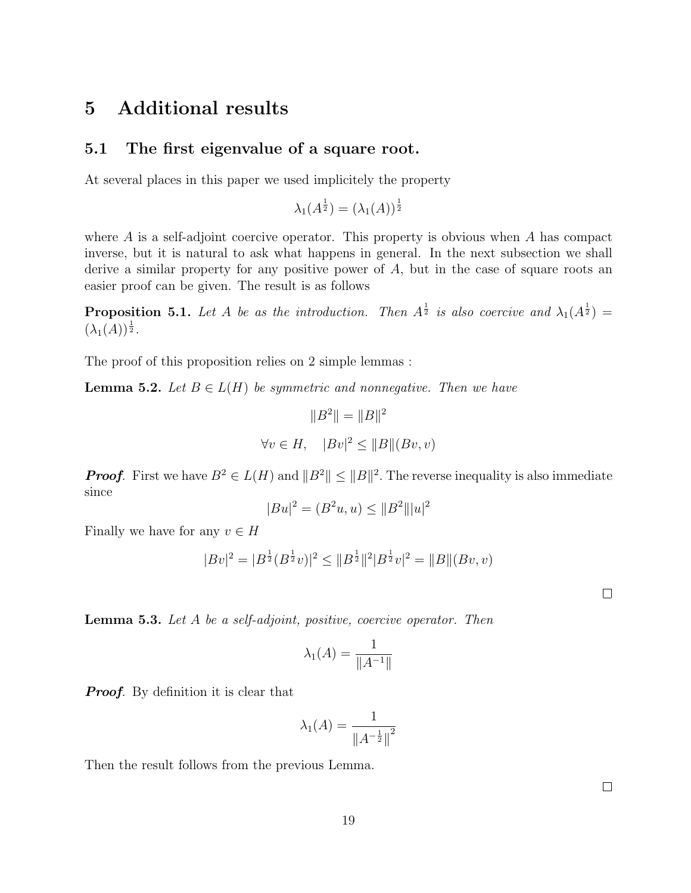# 5 Additional results

## 5.1 The first eigenvalue of a square root.

At several places in this paper we used implicitely the property

$$\lambda_1(A^{\frac{1}{2}}) = (\lambda_1(A))^{\frac{1}{2}}$$

where $A$ is a self-adjoint coercive operator. This property is obvious when $A$ has compact inverse, but it is natural to ask what happens in general. In the next subsection we shall derive a similar property for any positive power of $A$, but in the case of square roots an easier proof can be given. The result is as follows

**Proposition 5.1.** *Let $A$ be as the introduction. Then $A^{\frac{1}{2}}$ is also coercive and $\lambda_1(A^{\frac{1}{2}}) = (\lambda_1(A))^{\frac{1}{2}}$.*

The proof of this proposition relies on 2 simple lemmas :

**Lemma 5.2.** *Let $B \in L(H)$ be symmetric and nonnegative. Then we have*

$$\|B^2\| = \|B\|^2$$

$$\forall v \in H, \quad |Bv|^2 \leq \|B\|(Bv, v)$$

***Proof.*** First we have $B^2 \in L(H)$ and $\|B^2\| \leq \|B\|^2$. The reverse inequality is also immediate since

$$|Bu|^2 = (B^2 u, u) \leq \|B^2\||u|^2$$

Finally we have for any $v \in H$

$$|Bv|^2 = |B^{\frac{1}{2}}(B^{\frac{1}{2}}v)|^2 \leq \|B^{\frac{1}{2}}\|^2 |B^{\frac{1}{2}}v|^2 = \|B\|(Bv, v)$$

□

**Lemma 5.3.** *Let $A$ be a self-adjoint, positive, coercive operator. Then*

$$\lambda_1(A) = \frac{1}{\|A^{-1}\|}$$

***Proof.*** By definition it is clear that

$$\lambda_1(A) = \frac{1}{\|A^{-\frac{1}{2}}\|^2}$$

Then the result follows from the previous Lemma.

□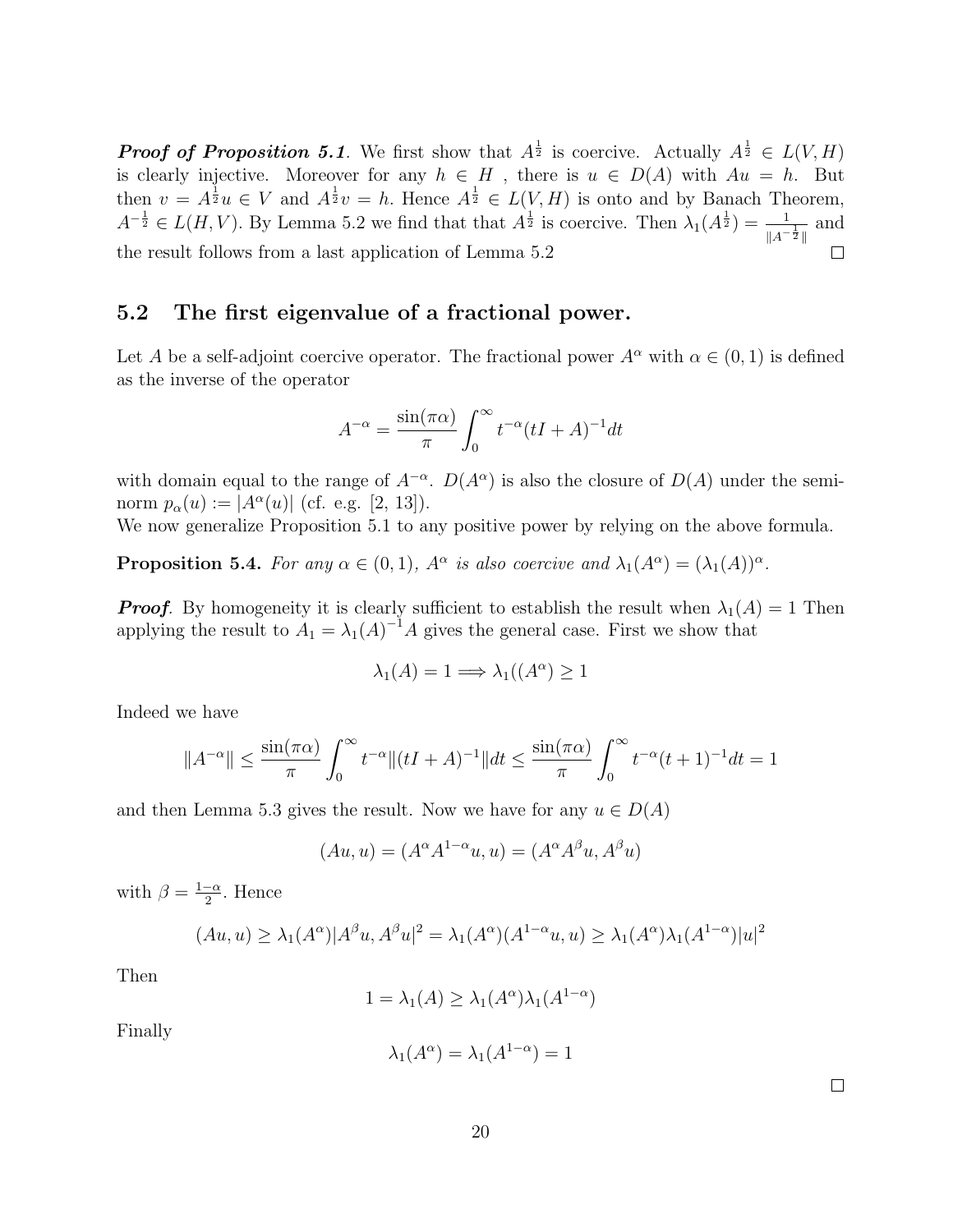***Proof of Proposition 5.1***. We first show that $A^{\frac{1}{2}}$ is coercive. Actually $A^{\frac{1}{2}} \in L(V,H)$ is clearly injective. Moreover for any $h \in H$ , there is $u \in D(A)$ with $Au = h$. But then $v = A^{\frac{1}{2}}u \in V$ and $A^{\frac{1}{2}}v = h$. Hence $A^{\frac{1}{2}} \in L(V,H)$ is onto and by Banach Theorem, $A^{-\frac{1}{2}} \in L(H,V)$. By Lemma 5.2 we find that that $A^{\frac{1}{2}}$ is coercive. Then $\lambda_1(A^{\frac{1}{2}}) = \frac{1}{\|A^{-\frac{1}{2}}\|}$ and the result follows from a last application of Lemma 5.2 □

## 5.2 The first eigenvalue of a fractional power.

Let $A$ be a self-adjoint coercive operator. The fractional power $A^\alpha$ with $\alpha \in (0,1)$ is defined as the inverse of the operator

$$A^{-\alpha} = \frac{\sin(\pi\alpha)}{\pi} \int_0^\infty t^{-\alpha}(tI + A)^{-1} dt$$

with domain equal to the range of $A^{-\alpha}$. $D(A^\alpha)$ is also the closure of $D(A)$ under the seminorm $p_\alpha(u) := |A^\alpha(u)|$ (cf. e.g. [2, 13]).

We now generalize Proposition 5.1 to any positive power by relying on the above formula.

**Proposition 5.4.** *For any $\alpha \in (0,1)$, $A^\alpha$ is also coercive and $\lambda_1(A^\alpha) = (\lambda_1(A))^\alpha$.*

***Proof***. By homogeneity it is clearly sufficient to establish the result when $\lambda_1(A) = 1$ Then applying the result to $A_1 = \lambda_1(A)^{-1}A$ gives the general case. First we show that

$$\lambda_1(A) = 1 \Longrightarrow \lambda_1((A^\alpha) \geq 1$$

Indeed we have

$$\|A^{-\alpha}\| \leq \frac{\sin(\pi\alpha)}{\pi} \int_0^\infty t^{-\alpha}\|(tI + A)^{-1}\| dt \leq \frac{\sin(\pi\alpha)}{\pi} \int_0^\infty t^{-\alpha}(t+1)^{-1} dt = 1$$

and then Lemma 5.3 gives the result. Now we have for any $u \in D(A)$

$$(Au, u) = (A^\alpha A^{1-\alpha}u, u) = (A^\alpha A^\beta u, A^\beta u)$$

with $\beta = \frac{1-\alpha}{2}$. Hence

$$(Au, u) \geq \lambda_1(A^\alpha)|A^\beta u, A^\beta u|^2 = \lambda_1(A^\alpha)(A^{1-\alpha}u, u) \geq \lambda_1(A^\alpha)\lambda_1(A^{1-\alpha})|u|^2$$

Then

$$1 = \lambda_1(A) \geq \lambda_1(A^\alpha)\lambda_1(A^{1-\alpha})$$

Finally

$$\lambda_1(A^\alpha) = \lambda_1(A^{1-\alpha}) = 1$$

□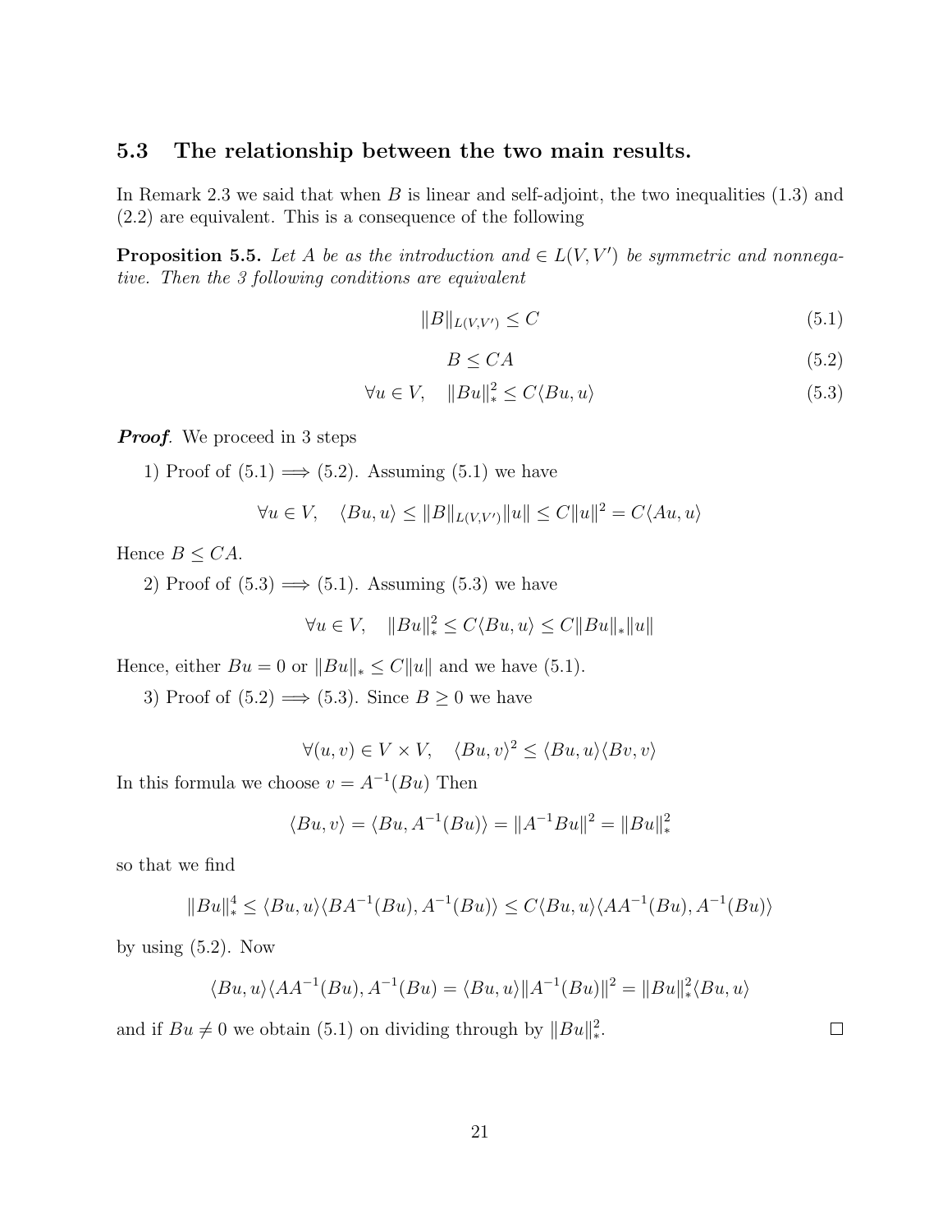### 5.3 The relationship between the two main results.

In Remark 2.3 we said that when $B$ is linear and self-adjoint, the two inequalities (1.3) and (2.2) are equivalent. This is a consequence of the following

**Proposition 5.5.** *Let $A$ be as the introduction and $\in L(V, V')$ be symmetric and nonnegative. Then the 3 following conditions are equivalent*

$$\|B\|_{L(V,V')} \leq C \tag{5.1}$$

$$B \leq CA \tag{5.2}$$

$$\forall u \in V, \quad \|Bu\|_*^2 \leq C\langle Bu, u\rangle \tag{5.3}$$

***Proof*.** We proceed in 3 steps

1) Proof of (5.1) $\Longrightarrow$ (5.2). Assuming (5.1) we have

$$\forall u \in V, \quad \langle Bu, u\rangle \leq \|B\|_{L(V,V')}\|u\| \leq C\|u\|^2 = C\langle Au, u\rangle$$

Hence $B \leq CA$.

2) Proof of (5.3) $\Longrightarrow$ (5.1). Assuming (5.3) we have

$$\forall u \in V, \quad \|Bu\|_*^2 \leq C\langle Bu, u\rangle \leq C\|Bu\|_*\|u\|$$

Hence, either $Bu = 0$ or $\|Bu\|_* \leq C\|u\|$ and we have (5.1).

3) Proof of (5.2) $\Longrightarrow$ (5.3). Since $B \geq 0$ we have

$$\forall (u, v) \in V \times V, \quad \langle Bu, v\rangle^2 \leq \langle Bu, u\rangle\langle Bv, v\rangle$$

In this formula we choose $v = A^{-1}(Bu)$ Then

$$\langle Bu, v\rangle = \langle Bu, A^{-1}(Bu)\rangle = \|A^{-1}Bu\|^2 = \|Bu\|_*^2$$

so that we find

$$\|Bu\|_*^4 \leq \langle Bu, u\rangle\langle BA^{-1}(Bu), A^{-1}(Bu)\rangle \leq C\langle Bu, u\rangle\langle AA^{-1}(Bu), A^{-1}(Bu)\rangle$$

by using (5.2). Now

$$\langle Bu, u\rangle\langle AA^{-1}(Bu), A^{-1}(Bu) = \langle Bu, u\rangle\|A^{-1}(Bu)\|^2 = \|Bu\|_*^2\langle Bu, u\rangle$$

and if $Bu \neq 0$ we obtain (5.1) on dividing through by $\|Bu\|_*^2$. $\square$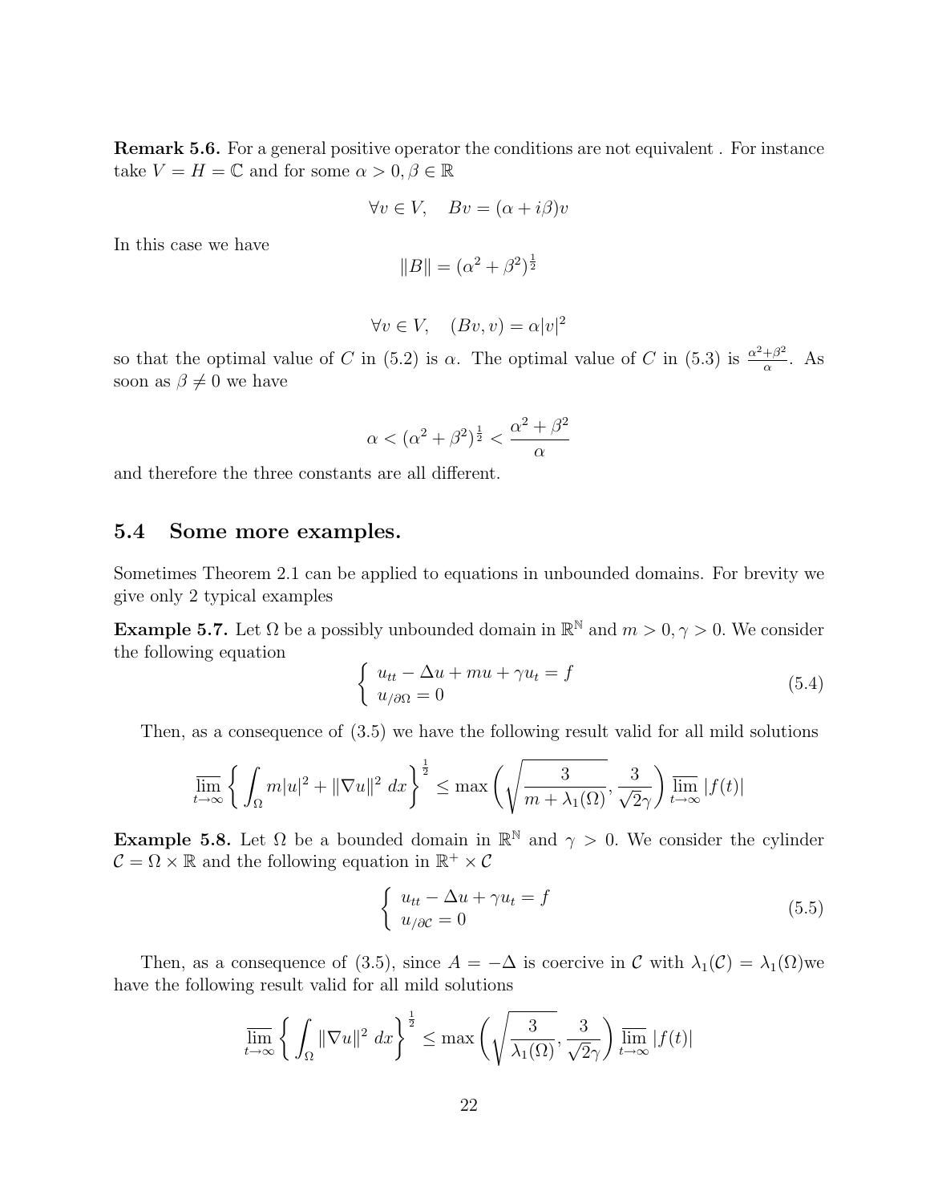**Remark 5.6.** For a general positive operator the conditions are not equivalent . For instance take $V = H = \mathbb{C}$ and for some $\alpha > 0, \beta \in \mathbb{R}$

$$\forall v \in V, \quad Bv = (\alpha + i\beta)v$$

In this case we have

$$\|B\| = (\alpha^2 + \beta^2)^{\frac{1}{2}}$$

$$\forall v \in V, \quad (Bv, v) = \alpha |v|^2$$

so that the optimal value of $C$ in (5.2) is $\alpha$. The optimal value of $C$ in (5.3) is $\frac{\alpha^2+\beta^2}{\alpha}$. As soon as $\beta \neq 0$ we have

$$\alpha < (\alpha^2 + \beta^2)^{\frac{1}{2}} < \frac{\alpha^2 + \beta^2}{\alpha}$$

and therefore the three constants are all different.

## 5.4 Some more examples.

Sometimes Theorem 2.1 can be applied to equations in unbounded domains. For brevity we give only 2 typical examples

**Example 5.7.** Let $\Omega$ be a possibly unbounded domain in $\mathbb{R}^{\mathbb{N}}$ and $m > 0, \gamma > 0$. We consider the following equation

$$\begin{cases} u_{tt} - \Delta u + mu + \gamma u_t = f \\ u_{/\partial\Omega} = 0 \end{cases} \tag{5.4}$$

Then, as a consequence of (3.5) we have the following result valid for all mild solutions

$$\overline{\lim_{t\to\infty}} \left\{ \int_\Omega m|u|^2 + \|\nabla u\|^2 \, dx \right\}^{\frac{1}{2}} \leq \max\left( \sqrt{\frac{3}{m + \lambda_1(\Omega)}}, \frac{3}{\sqrt{2}\gamma} \right) \overline{\lim_{t\to\infty}} |f(t)|$$

**Example 5.8.** Let $\Omega$ be a bounded domain in $\mathbb{R}^{\mathbb{N}}$ and $\gamma > 0$. We consider the cylinder $\mathcal{C} = \Omega \times \mathbb{R}$ and the following equation in $\mathbb{R}^+ \times \mathcal{C}$

$$\begin{cases} u_{tt} - \Delta u + \gamma u_t = f \\ u_{/\partial\mathcal{C}} = 0 \end{cases} \tag{5.5}$$

Then, as a consequence of (3.5), since $A = -\Delta$ is coercive in $\mathcal{C}$ with $\lambda_1(\mathcal{C}) = \lambda_1(\Omega)$we have the following result valid for all mild solutions

$$\overline{\lim_{t\to\infty}} \left\{ \int_\Omega \|\nabla u\|^2 \, dx \right\}^{\frac{1}{2}} \leq \max\left( \sqrt{\frac{3}{\lambda_1(\Omega)}}, \frac{3}{\sqrt{2}\gamma} \right) \overline{\lim_{t\to\infty}} |f(t)|$$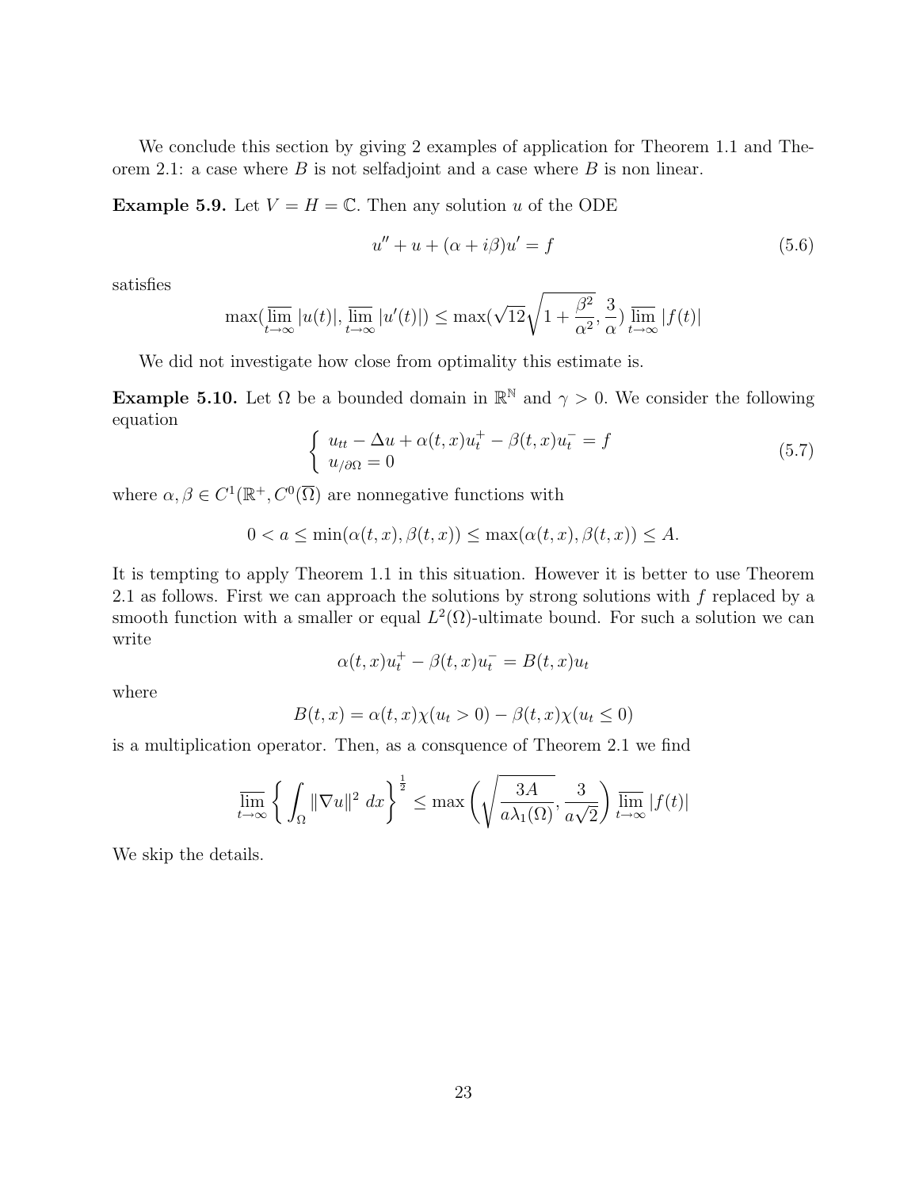We conclude this section by giving 2 examples of application for Theorem 1.1 and Theorem 2.1: a case where $B$ is not selfadjoint and a case where $B$ is non linear.

**Example 5.9.** Let $V = H = \mathbb{C}$. Then any solution $u$ of the ODE

$$u'' + u + (\alpha + i\beta)u' = f \tag{5.6}$$

satisfies

$$\max(\overline{\lim_{t\to\infty}} |u(t)|, \overline{\lim_{t\to\infty}} |u'(t)|) \leq \max(\sqrt{12}\sqrt{1+\frac{\beta^2}{\alpha^2}}, \frac{3}{\alpha}) \overline{\lim_{t\to\infty}} |f(t)|$$

We did not investigate how close from optimality this estimate is.

**Example 5.10.** Let $\Omega$ be a bounded domain in $\mathbb{R}^{\mathbb{N}}$ and $\gamma > 0$. We consider the following equation

$$\left\{ \begin{array}{l} u_{tt} - \Delta u + \alpha(t,x)u_t^+ - \beta(t,x)u_t^- = f \\ u_{/\partial\Omega} = 0 \end{array} \right. \tag{5.7}$$

where $\alpha, \beta \in C^1(\mathbb{R}^+, C^0(\overline{\Omega}))$ are nonnegative functions with

$$0 < a \leq \min(\alpha(t,x), \beta(t,x)) \leq \max(\alpha(t,x), \beta(t,x)) \leq A.$$

It is tempting to apply Theorem 1.1 in this situation. However it is better to use Theorem 2.1 as follows. First we can approach the solutions by strong solutions with $f$ replaced by a smooth function with a smaller or equal $L^2(\Omega)$-ultimate bound. For such a solution we can write

$$\alpha(t,x)u_t^+ - \beta(t,x)u_t^- = B(t,x)u_t$$

where

$$B(t,x) = \alpha(t,x)\chi(u_t > 0) - \beta(t,x)\chi(u_t \leq 0)$$

is a multiplication operator. Then, as a consquence of Theorem 2.1 we find

$$\overline{\lim_{t\to\infty}} \left\{ \int_\Omega \|\nabla u\|^2 \, dx \right\}^{\frac{1}{2}} \leq \max\left( \sqrt{\frac{3A}{a\lambda_1(\Omega)}}, \frac{3}{a\sqrt{2}} \right) \overline{\lim_{t\to\infty}} |f(t)|$$

We skip the details.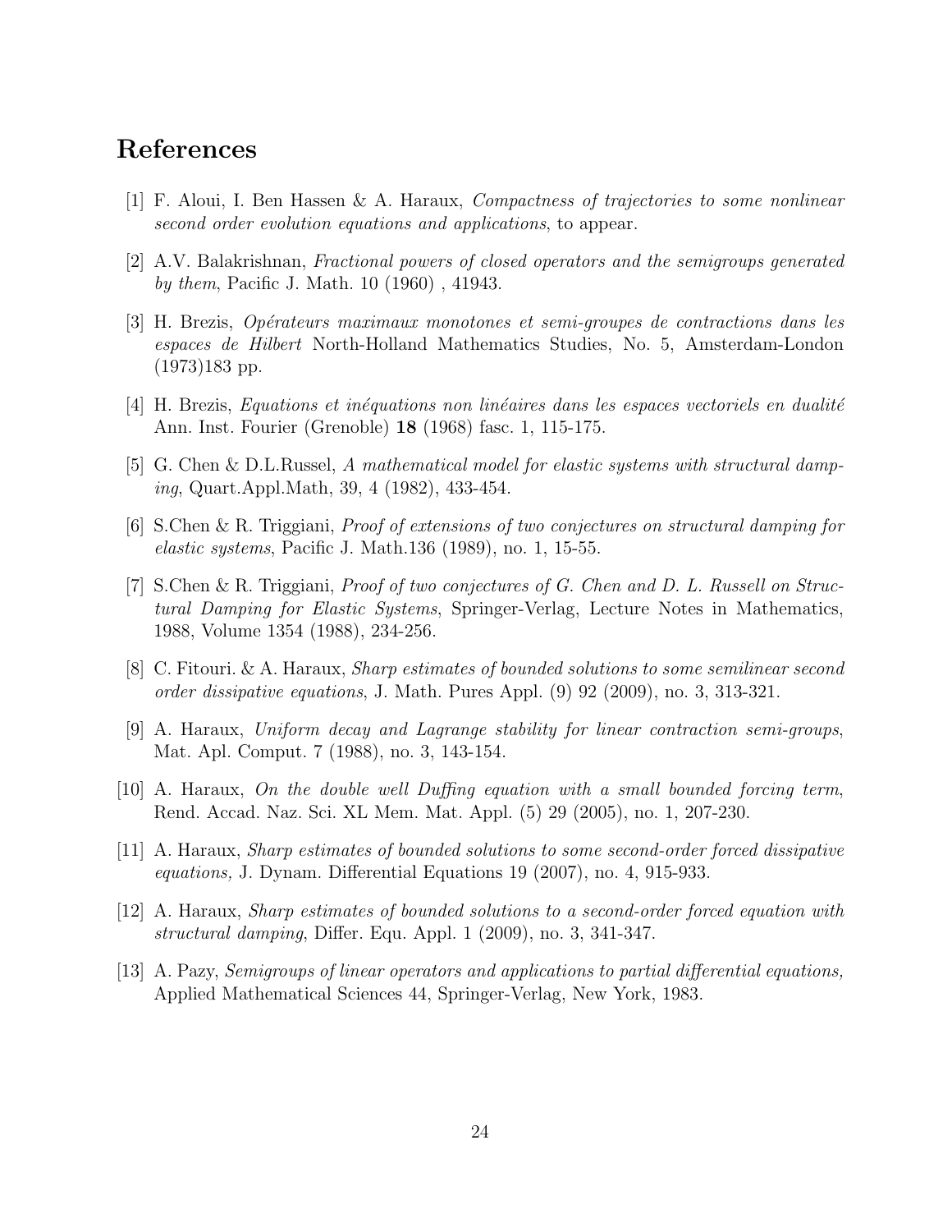# References

[1] F. Aloui, I. Ben Hassen & A. Haraux, *Compactness of trajectories to some nonlinear second order evolution equations and applications*, to appear.

[2] A.V. Balakrishnan, *Fractional powers of closed operators and the semigroups generated by them*, Pacific J. Math. 10 (1960) , 41943.

[3] H. Brezis, *Opérateurs maximaux monotones et semi-groupes de contractions dans les espaces de Hilbert* North-Holland Mathematics Studies, No. 5, Amsterdam-London (1973)183 pp.

[4] H. Brezis, *Equations et inéquations non linéaires dans les espaces vectoriels en dualité* Ann. Inst. Fourier (Grenoble) **18** (1968) fasc. 1, 115-175.

[5] G. Chen & D.L.Russel, *A mathematical model for elastic systems with structural damping*, Quart.Appl.Math, 39, 4 (1982), 433-454.

[6] S.Chen & R. Triggiani, *Proof of extensions of two conjectures on structural damping for elastic systems*, Pacific J. Math.136 (1989), no. 1, 15-55.

[7] S.Chen & R. Triggiani, *Proof of two conjectures of G. Chen and D. L. Russell on Structural Damping for Elastic Systems*, Springer-Verlag, Lecture Notes in Mathematics, 1988, Volume 1354 (1988), 234-256.

[8] C. Fitouri. & A. Haraux, *Sharp estimates of bounded solutions to some semilinear second order dissipative equations*, J. Math. Pures Appl. (9) 92 (2009), no. 3, 313-321.

[9] A. Haraux, *Uniform decay and Lagrange stability for linear contraction semi-groups*, Mat. Apl. Comput. 7 (1988), no. 3, 143-154.

[10] A. Haraux, *On the double well Duffing equation with a small bounded forcing term*, Rend. Accad. Naz. Sci. XL Mem. Mat. Appl. (5) 29 (2005), no. 1, 207-230.

[11] A. Haraux, *Sharp estimates of bounded solutions to some second-order forced dissipative equations,* J. Dynam. Differential Equations 19 (2007), no. 4, 915-933.

[12] A. Haraux, *Sharp estimates of bounded solutions to a second-order forced equation with structural damping*, Differ. Equ. Appl. 1 (2009), no. 3, 341-347.

[13] A. Pazy, *Semigroups of linear operators and applications to partial differential equations,* Applied Mathematical Sciences 44, Springer-Verlag, New York, 1983.